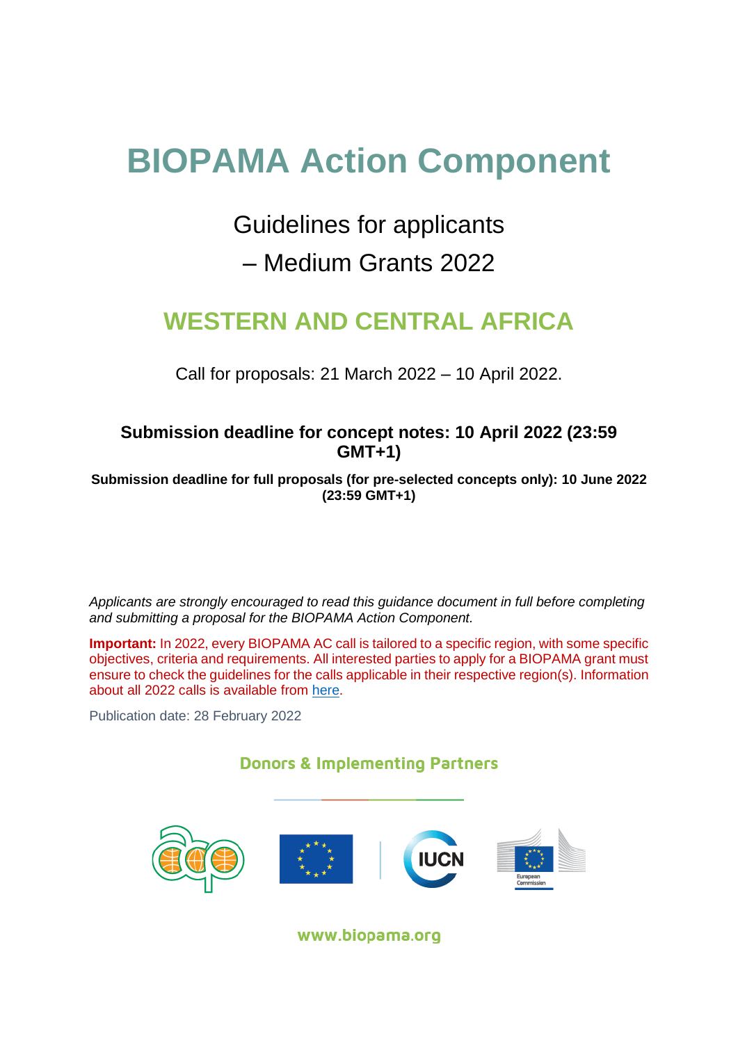# BIOPAMA Action Component

## Guidelines for applicants – Medium Grants 2022

## WESTERN AND CENTRAL AFRICA

Call for proposals: 21 March 2022 – 10 April 2022.

**Submission deadline for concept notes: 10 April 2022 (23:59 GMT+1)**

**Submission deadline for full proposals (for pre-selected concepts only): 10 June 2022 (23:59 GMT+1)**

*Applicants are strongly encouraged to read this guidance document in full before completing and submitting a proposal for the BIOPAMA Action Component.*

**Important:** In 2022, every BIOPAMA AC call is tailored to a specific region, with some specific objectives, criteria and requirements. All interested parties to apply for a BIOPAMA grant must ensure to check the guidelines for the calls applicable in their respective region(s). Information about all 2022 calls is available from here.

Publication date: 28 February 2022

Donors & Implementing Partners

www.biopama.org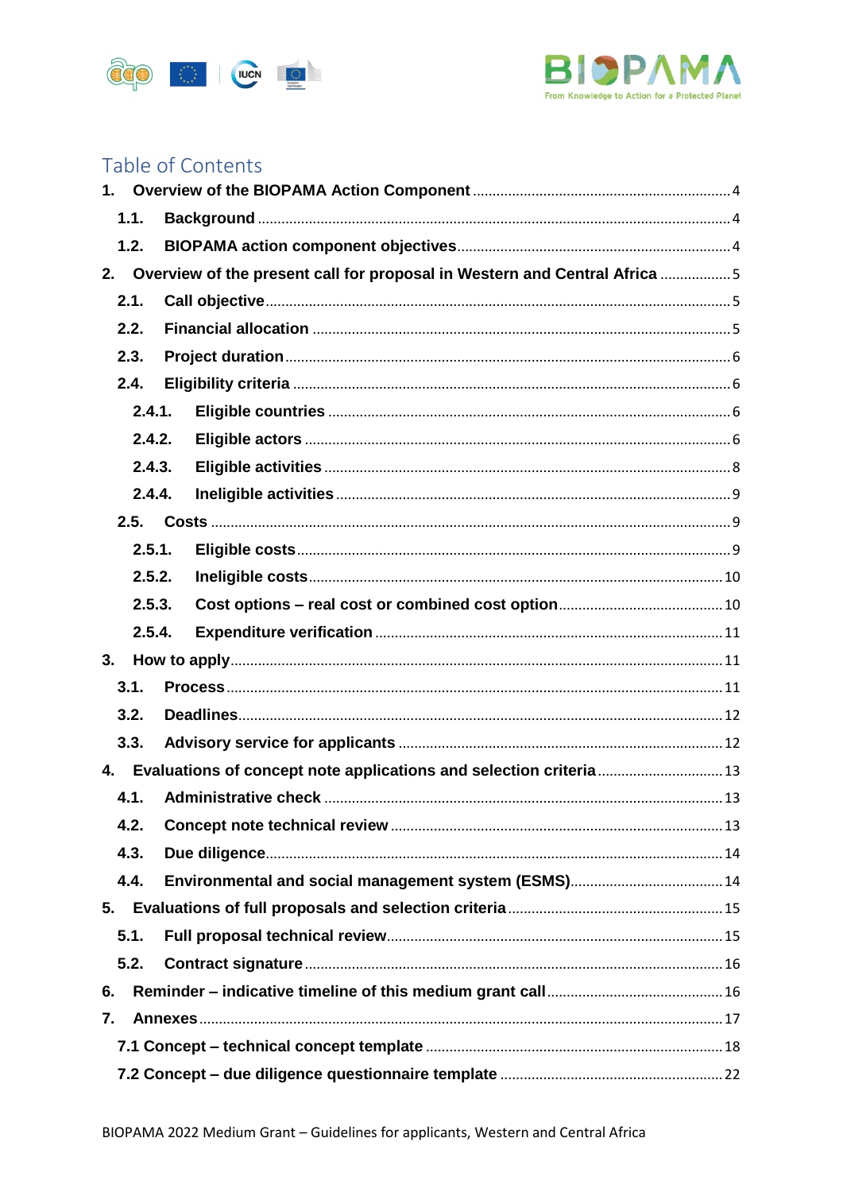# Table of Contents

1. Overview of the BIOPAMA Action Component ..... 4
   - 1.1. Background ..... 4
   - 1.2. BIOPAMA action component objectives ..... 4
2. Overview of the present call for proposal in Western and Central Africa ..... 5
   - 2.1. Call objective ..... 5
   - 2.2. Financial allocation ..... 5
   - 2.3. Project duration ..... 6
   - 2.4. Eligibility criteria ..... 6
     - 2.4.1. Eligible countries ..... 6
     - 2.4.2. Eligible actors ..... 6
     - 2.4.3. Eligible activities ..... 8
     - 2.4.4. Ineligible activities ..... 9
   - 2.5. Costs ..... 9
     - 2.5.1. Eligible costs ..... 9
     - 2.5.2. Ineligible costs ..... 10
     - 2.5.3. Cost options – real cost or combined cost option ..... 10
     - 2.5.4. Expenditure verification ..... 11
3. How to apply ..... 11
   - 3.1. Process ..... 11
   - 3.2. Deadlines ..... 12
   - 3.3. Advisory service for applicants ..... 12
4. Evaluations of concept note applications and selection criteria ..... 13
   - 4.1. Administrative check ..... 13
   - 4.2. Concept note technical review ..... 13
   - 4.3. Due diligence ..... 14
   - 4.4. Environmental and social management system (ESMS) ..... 14
5. Evaluations of full proposals and selection criteria ..... 15
   - 5.1. Full proposal technical review ..... 15
   - 5.2. Contract signature ..... 16
6. Reminder – indicative timeline of this medium grant call ..... 16
7. Annexes ..... 17
   - 7.1 Concept – technical concept template ..... 18
   - 7.2 Concept – due diligence questionnaire template ..... 22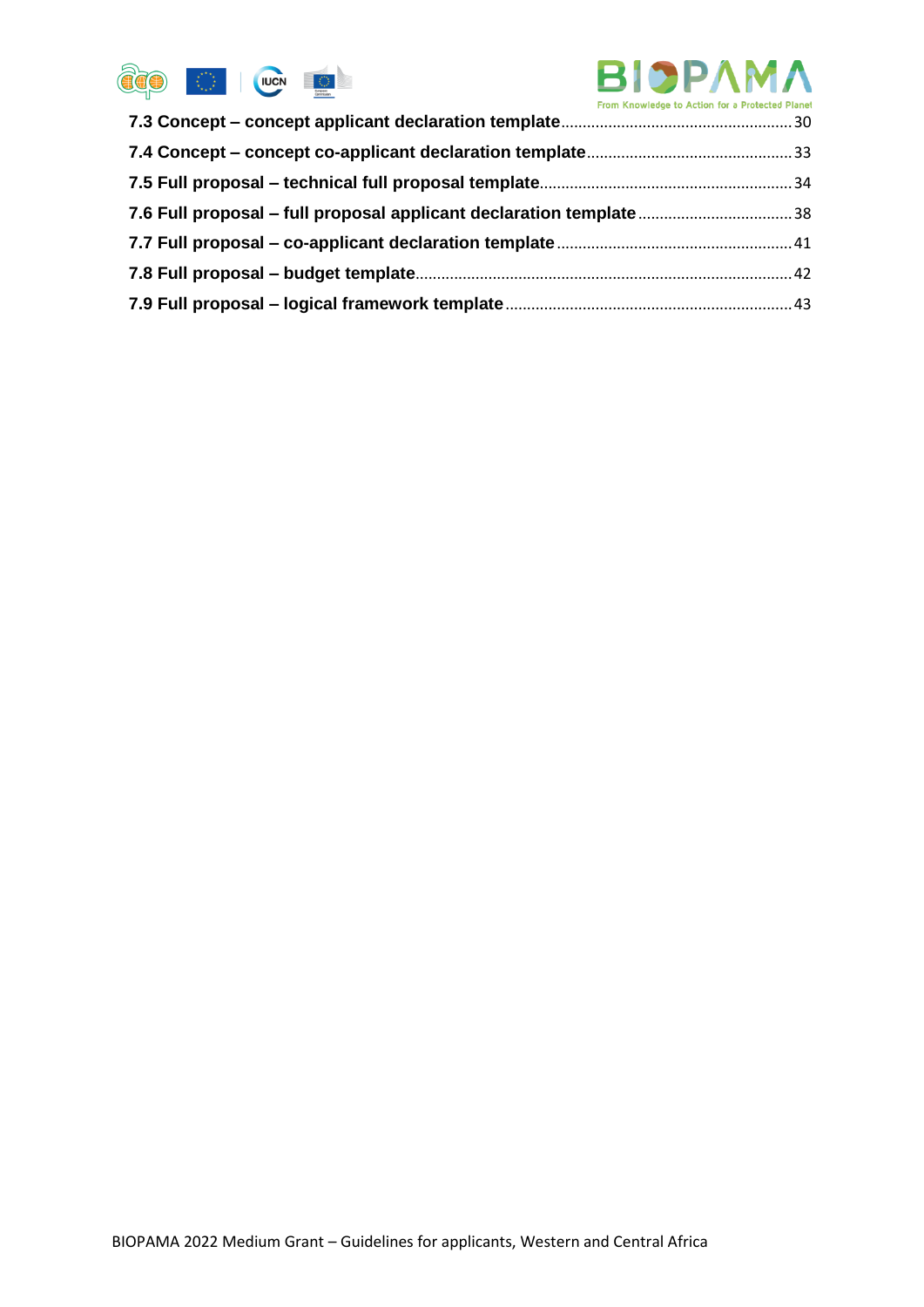**7.3 Concept – concept applicant declaration template** ..... 30

**7.4 Concept – concept co-applicant declaration template** ..... 33

**7.5 Full proposal – technical full proposal template** ..... 34

**7.6 Full proposal – full proposal applicant declaration template** ..... 38

**7.7 Full proposal – co-applicant declaration template** ..... 41

**7.8 Full proposal – budget template** ..... 42

**7.9 Full proposal – logical framework template** ..... 43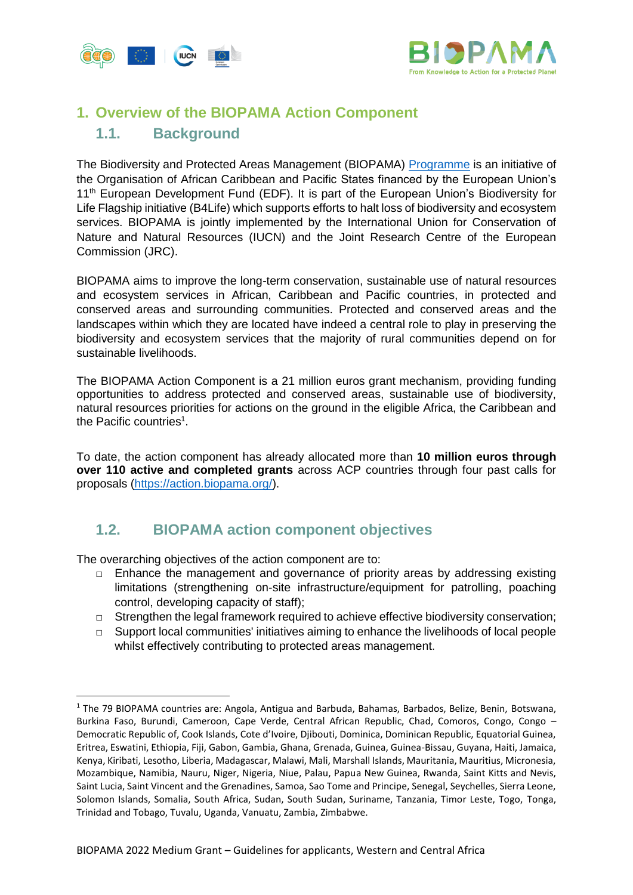# 1. Overview of the BIOPAMA Action Component

## 1.1. Background

The Biodiversity and Protected Areas Management (BIOPAMA) Programme is an initiative of the Organisation of African Caribbean and Pacific States financed by the European Union's 11th European Development Fund (EDF). It is part of the European Union's Biodiversity for Life Flagship initiative (B4Life) which supports efforts to halt loss of biodiversity and ecosystem services. BIOPAMA is jointly implemented by the International Union for Conservation of Nature and Natural Resources (IUCN) and the Joint Research Centre of the European Commission (JRC).

BIOPAMA aims to improve the long-term conservation, sustainable use of natural resources and ecosystem services in African, Caribbean and Pacific countries, in protected and conserved areas and surrounding communities. Protected and conserved areas and the landscapes within which they are located have indeed a central role to play in preserving the biodiversity and ecosystem services that the majority of rural communities depend on for sustainable livelihoods.

The BIOPAMA Action Component is a 21 million euros grant mechanism, providing funding opportunities to address protected and conserved areas, sustainable use of biodiversity, natural resources priorities for actions on the ground in the eligible Africa, the Caribbean and the Pacific countries[1].

To date, the action component has already allocated more than **10 million euros through over 110 active and completed grants** across ACP countries through four past calls for proposals (https://action.biopama.org/).

## 1.2. BIOPAMA action component objectives

The overarching objectives of the action component are to:

- Enhance the management and governance of priority areas by addressing existing limitations (strengthening on-site infrastructure/equipment for patrolling, poaching control, developing capacity of staff);
- Strengthen the legal framework required to achieve effective biodiversity conservation;
- Support local communities' initiatives aiming to enhance the livelihoods of local people whilst effectively contributing to protected areas management.

---

[1] The 79 BIOPAMA countries are: Angola, Antigua and Barbuda, Bahamas, Barbados, Belize, Benin, Botswana, Burkina Faso, Burundi, Cameroon, Cape Verde, Central African Republic, Chad, Comoros, Congo, Congo – Democratic Republic of, Cook Islands, Cote d'Ivoire, Djibouti, Dominica, Dominican Republic, Equatorial Guinea, Eritrea, Eswatini, Ethiopia, Fiji, Gabon, Gambia, Ghana, Grenada, Guinea, Guinea-Bissau, Guyana, Haiti, Jamaica, Kenya, Kiribati, Lesotho, Liberia, Madagascar, Malawi, Mali, Marshall Islands, Mauritania, Mauritius, Micronesia, Mozambique, Namibia, Nauru, Niger, Nigeria, Niue, Palau, Papua New Guinea, Rwanda, Saint Kitts and Nevis, Saint Lucia, Saint Vincent and the Grenadines, Samoa, Sao Tome and Principe, Senegal, Seychelles, Sierra Leone, Solomon Islands, Somalia, South Africa, Sudan, South Sudan, Suriname, Tanzania, Timor Leste, Togo, Tonga, Trinidad and Tobago, Tuvalu, Uganda, Vanuatu, Zambia, Zimbabwe.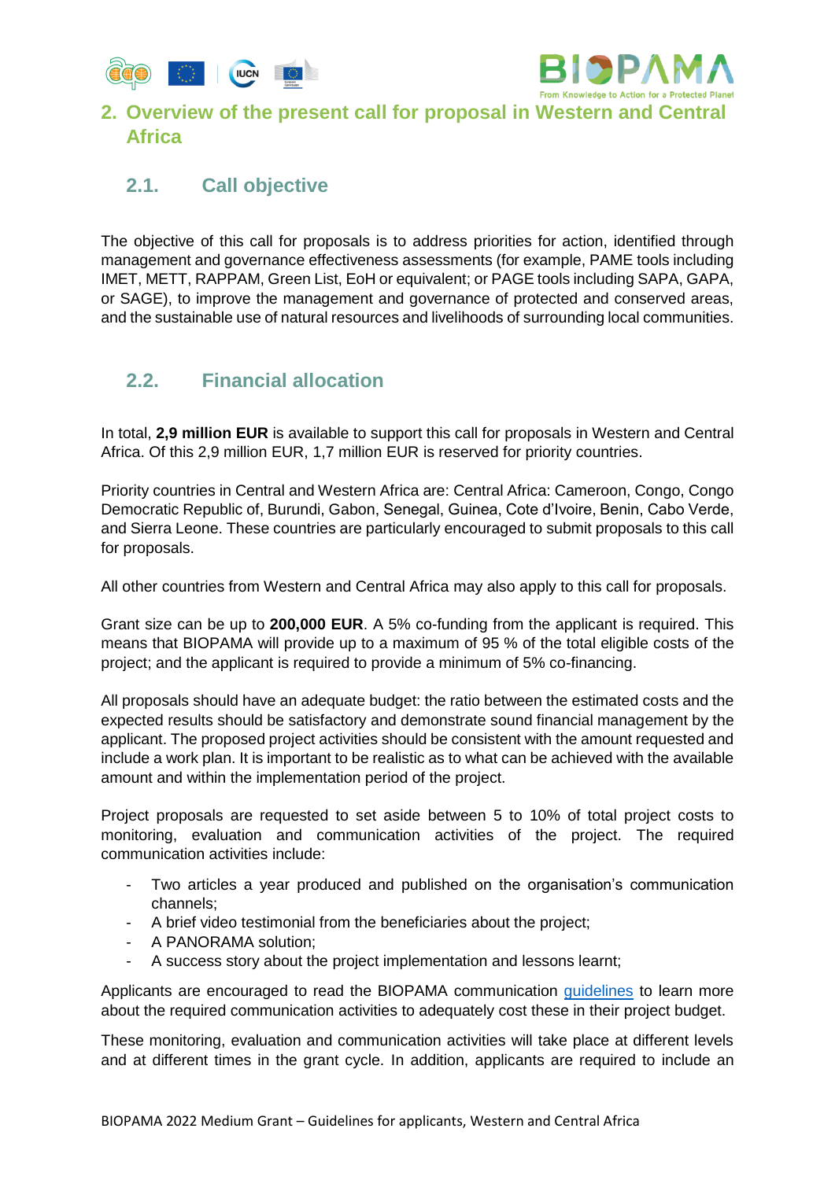## 2. Overview of the present call for proposal in Western and Central Africa

### 2.1. Call objective

The objective of this call for proposals is to address priorities for action, identified through management and governance effectiveness assessments (for example, PAME tools including IMET, METT, RAPPAM, Green List, EoH or equivalent; or PAGE tools including SAPA, GAPA, or SAGE), to improve the management and governance of protected and conserved areas, and the sustainable use of natural resources and livelihoods of surrounding local communities.

### 2.2. Financial allocation

In total, **2,9 million EUR** is available to support this call for proposals in Western and Central Africa. Of this 2,9 million EUR, 1,7 million EUR is reserved for priority countries.

Priority countries in Central and Western Africa are: Central Africa: Cameroon, Congo, Congo Democratic Republic of, Burundi, Gabon, Senegal, Guinea, Cote d'Ivoire, Benin, Cabo Verde, and Sierra Leone. These countries are particularly encouraged to submit proposals to this call for proposals.

All other countries from Western and Central Africa may also apply to this call for proposals.

Grant size can be up to **200,000 EUR**. A 5% co-funding from the applicant is required. This means that BIOPAMA will provide up to a maximum of 95 % of the total eligible costs of the project; and the applicant is required to provide a minimum of 5% co-financing.

All proposals should have an adequate budget: the ratio between the estimated costs and the expected results should be satisfactory and demonstrate sound financial management by the applicant. The proposed project activities should be consistent with the amount requested and include a work plan. It is important to be realistic as to what can be achieved with the available amount and within the implementation period of the project.

Project proposals are requested to set aside between 5 to 10% of total project costs to monitoring, evaluation and communication activities of the project. The required communication activities include:

- Two articles a year produced and published on the organisation's communication channels;
- A brief video testimonial from the beneficiaries about the project;
- A PANORAMA solution;
- A success story about the project implementation and lessons learnt;

Applicants are encouraged to read the BIOPAMA communication guidelines to learn more about the required communication activities to adequately cost these in their project budget.

These monitoring, evaluation and communication activities will take place at different levels and at different times in the grant cycle. In addition, applicants are required to include an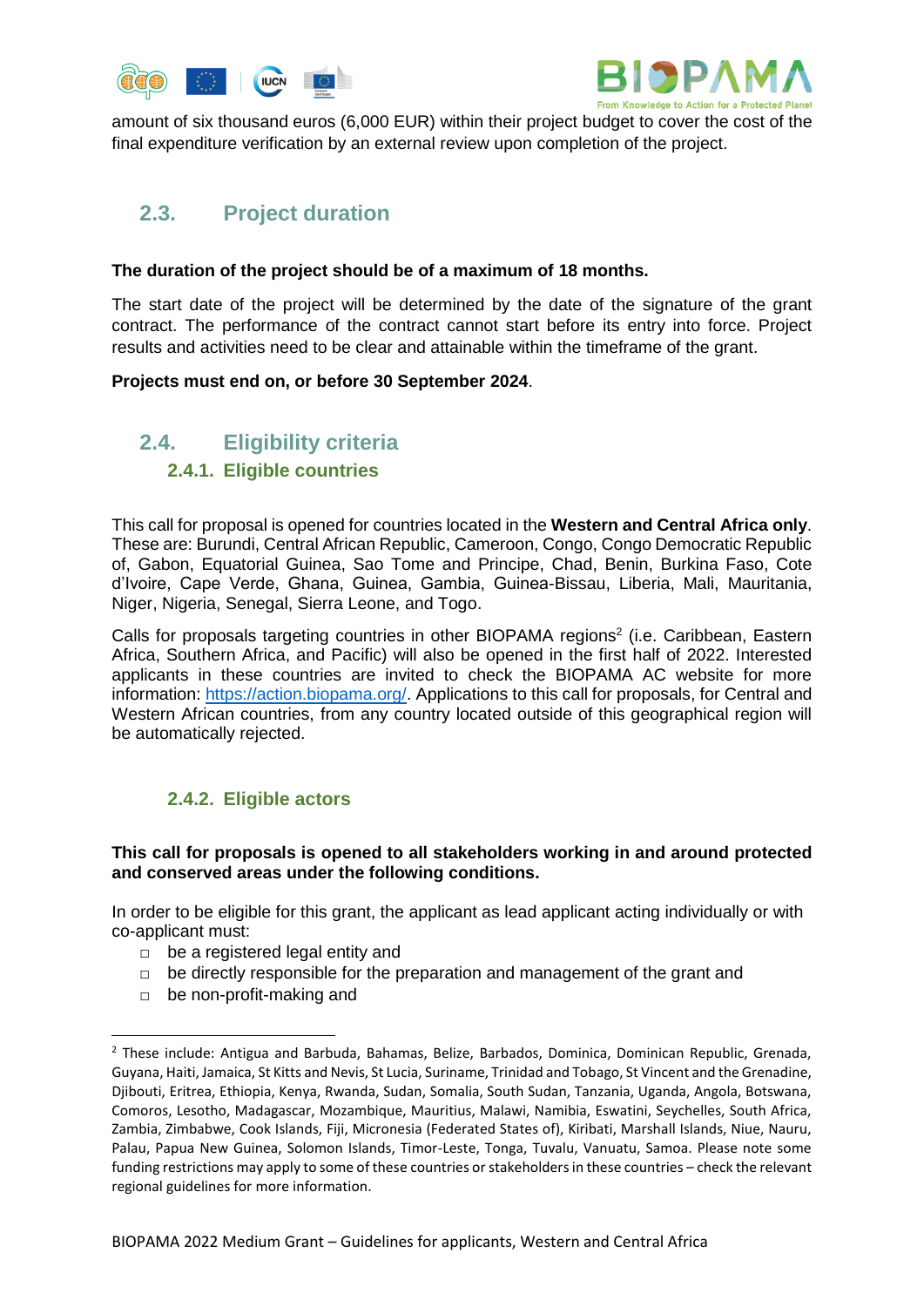amount of six thousand euros (6,000 EUR) within their project budget to cover the cost of the final expenditure verification by an external review upon completion of the project.

## 2.3. Project duration

**The duration of the project should be of a maximum of 18 months.**

The start date of the project will be determined by the date of the signature of the grant contract. The performance of the contract cannot start before its entry into force. Project results and activities need to be clear and attainable within the timeframe of the grant.

**Projects must end on, or before 30 September 2024**.

## 2.4. Eligibility criteria

### 2.4.1. Eligible countries

This call for proposal is opened for countries located in the **Western and Central Africa only**. These are: Burundi, Central African Republic, Cameroon, Congo, Congo Democratic Republic of, Gabon, Equatorial Guinea, Sao Tome and Principe, Chad, Benin, Burkina Faso, Cote d'Ivoire, Cape Verde, Ghana, Guinea, Gambia, Guinea-Bissau, Liberia, Mali, Mauritania, Niger, Nigeria, Senegal, Sierra Leone, and Togo.

Calls for proposals targeting countries in other BIOPAMA regions[2] (i.e. Caribbean, Eastern Africa, Southern Africa, and Pacific) will also be opened in the first half of 2022. Interested applicants in these countries are invited to check the BIOPAMA AC website for more information: https://action.biopama.org/. Applications to this call for proposals, for Central and Western African countries, from any country located outside of this geographical region will be automatically rejected.

### 2.4.2. Eligible actors

**This call for proposals is opened to all stakeholders working in and around protected and conserved areas under the following conditions.**

In order to be eligible for this grant, the applicant as lead applicant acting individually or with co-applicant must:

- be a registered legal entity and
- be directly responsible for the preparation and management of the grant and
- be non-profit-making and

[2] These include: Antigua and Barbuda, Bahamas, Belize, Barbados, Dominica, Dominican Republic, Grenada, Guyana, Haiti, Jamaica, St Kitts and Nevis, St Lucia, Suriname, Trinidad and Tobago, St Vincent and the Grenadine, Djibouti, Eritrea, Ethiopia, Kenya, Rwanda, Sudan, Somalia, South Sudan, Tanzania, Uganda, Angola, Botswana, Comoros, Lesotho, Madagascar, Mozambique, Mauritius, Malawi, Namibia, Eswatini, Seychelles, South Africa, Zambia, Zimbabwe, Cook Islands, Fiji, Micronesia (Federated States of), Kiribati, Marshall Islands, Niue, Nauru, Palau, Papua New Guinea, Solomon Islands, Timor-Leste, Tonga, Tuvalu, Vanuatu, Samoa. Please note some funding restrictions may apply to some of these countries or stakeholders in these countries – check the relevant regional guidelines for more information.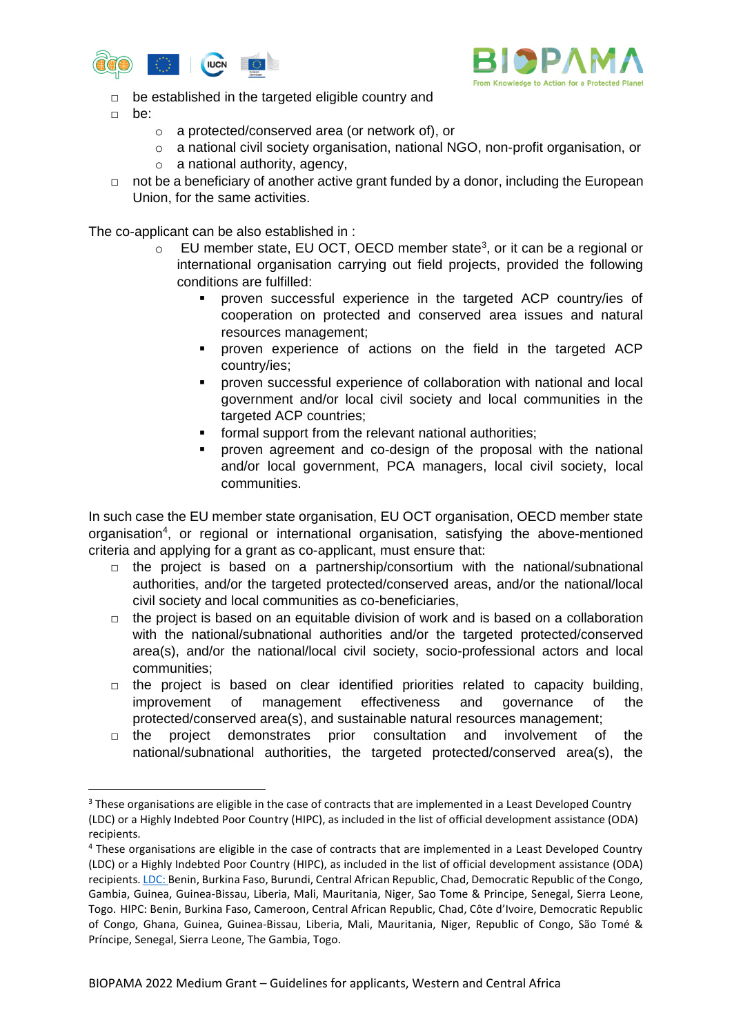- be established in the targeted eligible country and
- be:
  - a protected/conserved area (or network of), or
  - a national civil society organisation, national NGO, non-profit organisation, or
  - a national authority, agency,
- not be a beneficiary of another active grant funded by a donor, including the European Union, for the same activities.

The co-applicant can be also established in :

- EU member state, EU OCT, OECD member state[3], or it can be a regional or international organisation carrying out field projects, provided the following conditions are fulfilled:
  - proven successful experience in the targeted ACP country/ies of cooperation on protected and conserved area issues and natural resources management;
  - proven experience of actions on the field in the targeted ACP country/ies;
  - proven successful experience of collaboration with national and local government and/or local civil society and local communities in the targeted ACP countries;
  - formal support from the relevant national authorities;
  - proven agreement and co-design of the proposal with the national and/or local government, PCA managers, local civil society, local communities.

In such case the EU member state organisation, EU OCT organisation, OECD member state organisation[4], or regional or international organisation, satisfying the above-mentioned criteria and applying for a grant as co-applicant, must ensure that:

- the project is based on a partnership/consortium with the national/subnational authorities, and/or the targeted protected/conserved areas, and/or the national/local civil society and local communities as co-beneficiaries,
- the project is based on an equitable division of work and is based on a collaboration with the national/subnational authorities and/or the targeted protected/conserved area(s), and/or the national/local civil society, socio-professional actors and local communities;
- the project is based on clear identified priorities related to capacity building, improvement of management effectiveness and governance of the protected/conserved area(s), and sustainable natural resources management;
- the project demonstrates prior consultation and involvement of the national/subnational authorities, the targeted protected/conserved area(s), the

---

[3] These organisations are eligible in the case of contracts that are implemented in a Least Developed Country (LDC) or a Highly Indebted Poor Country (HIPC), as included in the list of official development assistance (ODA) recipients.

[4] These organisations are eligible in the case of contracts that are implemented in a Least Developed Country (LDC) or a Highly Indebted Poor Country (HIPC), as included in the list of official development assistance (ODA) recipients. LDC: Benin, Burkina Faso, Burundi, Central African Republic, Chad, Democratic Republic of the Congo, Gambia, Guinea, Guinea-Bissau, Liberia, Mali, Mauritania, Niger, Sao Tome & Principe, Senegal, Sierra Leone, Togo. HIPC: Benin, Burkina Faso, Cameroon, Central African Republic, Chad, Côte d'Ivoire, Democratic Republic of Congo, Ghana, Guinea, Guinea-Bissau, Liberia, Mali, Mauritania, Niger, Republic of Congo, São Tomé & Príncipe, Senegal, Sierra Leone, The Gambia, Togo.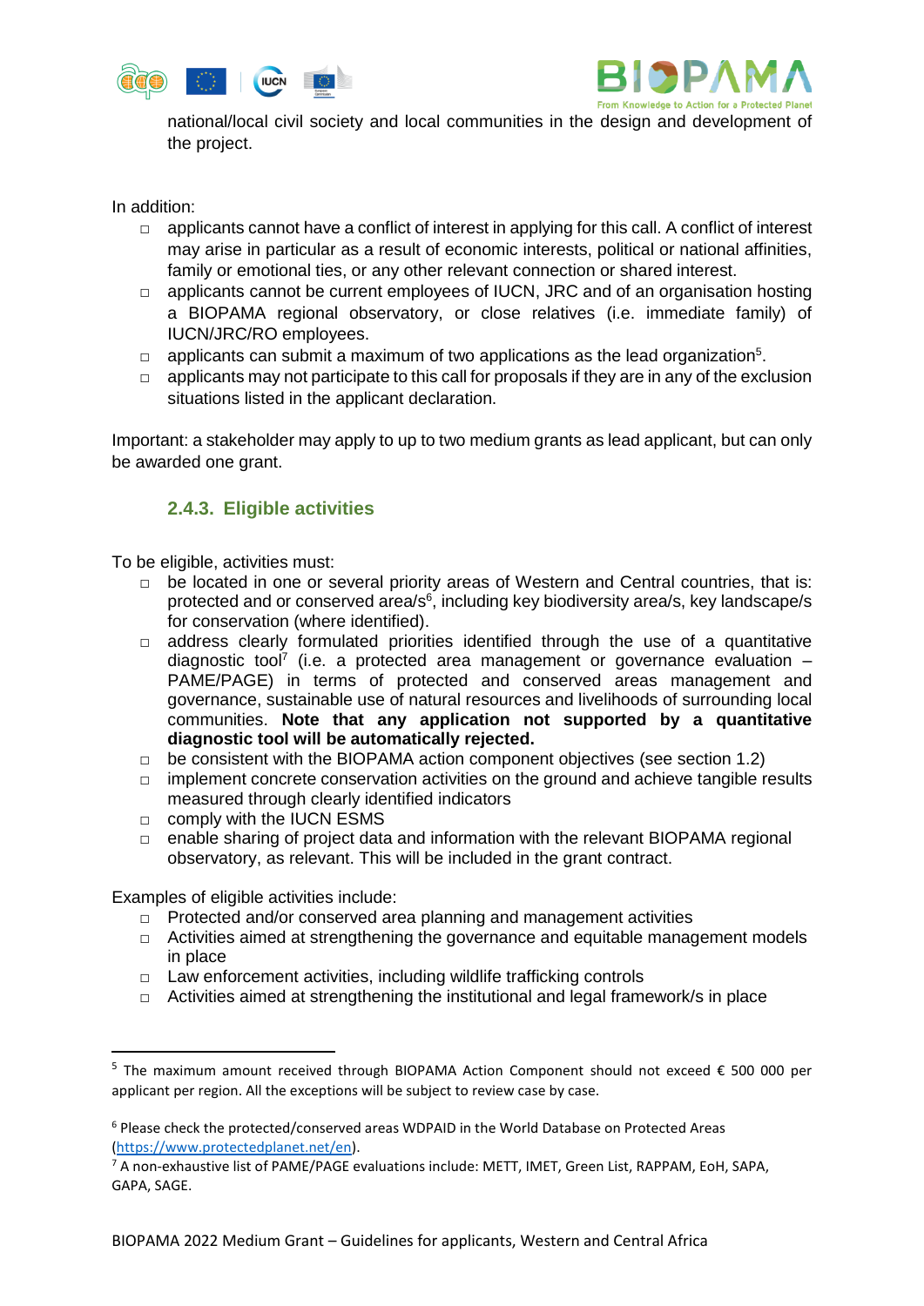national/local civil society and local communities in the design and development of the project.

In addition:

- applicants cannot have a conflict of interest in applying for this call. A conflict of interest may arise in particular as a result of economic interests, political or national affinities, family or emotional ties, or any other relevant connection or shared interest.
- applicants cannot be current employees of IUCN, JRC and of an organisation hosting a BIOPAMA regional observatory, or close relatives (i.e. immediate family) of IUCN/JRC/RO employees.
- applicants can submit a maximum of two applications as the lead organization[5].
- applicants may not participate to this call for proposals if they are in any of the exclusion situations listed in the applicant declaration.

Important: a stakeholder may apply to up to two medium grants as lead applicant, but can only be awarded one grant.

### 2.4.3. Eligible activities

To be eligible, activities must:

- be located in one or several priority areas of Western and Central countries, that is: protected and or conserved area/s[6], including key biodiversity area/s, key landscape/s for conservation (where identified).
- address clearly formulated priorities identified through the use of a quantitative diagnostic tool[7] (i.e. a protected area management or governance evaluation – PAME/PAGE) in terms of protected and conserved areas management and governance, sustainable use of natural resources and livelihoods of surrounding local communities. **Note that any application not supported by a quantitative diagnostic tool will be automatically rejected.**
- be consistent with the BIOPAMA action component objectives (see section 1.2)
- implement concrete conservation activities on the ground and achieve tangible results measured through clearly identified indicators
- comply with the IUCN ESMS
- enable sharing of project data and information with the relevant BIOPAMA regional observatory, as relevant. This will be included in the grant contract.

Examples of eligible activities include:

- Protected and/or conserved area planning and management activities
- Activities aimed at strengthening the governance and equitable management models in place
- Law enforcement activities, including wildlife trafficking controls
- Activities aimed at strengthening the institutional and legal framework/s in place

---

[5] The maximum amount received through BIOPAMA Action Component should not exceed € 500 000 per applicant per region. All the exceptions will be subject to review case by case.

[6] Please check the protected/conserved areas WDPAID in the World Database on Protected Areas (https://www.protectedplanet.net/en).

[7] A non-exhaustive list of PAME/PAGE evaluations include: METT, IMET, Green List, RAPPAM, EoH, SAPA, GAPA, SAGE.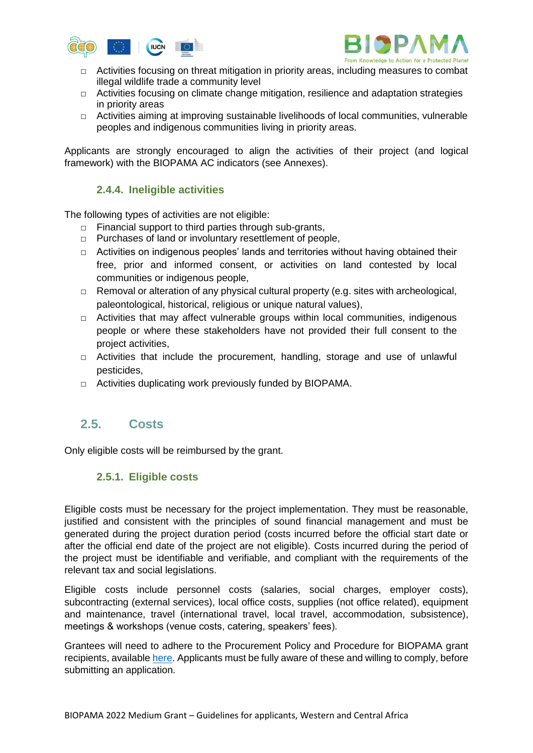- Activities focusing on threat mitigation in priority areas, including measures to combat illegal wildlife trade a community level
- Activities focusing on climate change mitigation, resilience and adaptation strategies in priority areas
- Activities aiming at improving sustainable livelihoods of local communities, vulnerable peoples and indigenous communities living in priority areas.

Applicants are strongly encouraged to align the activities of their project (and logical framework) with the BIOPAMA AC indicators (see Annexes).

### 2.4.4. Ineligible activities

The following types of activities are not eligible:

- Financial support to third parties through sub-grants,
- Purchases of land or involuntary resettlement of people,
- Activities on indigenous peoples' lands and territories without having obtained their free, prior and informed consent, or activities on land contested by local communities or indigenous people,
- Removal or alteration of any physical cultural property (e.g. sites with archeological, paleontological, historical, religious or unique natural values),
- Activities that may affect vulnerable groups within local communities, indigenous people or where these stakeholders have not provided their full consent to the project activities,
- Activities that include the procurement, handling, storage and use of unlawful pesticides,
- Activities duplicating work previously funded by BIOPAMA.

## 2.5. Costs

Only eligible costs will be reimbursed by the grant.

### 2.5.1. Eligible costs

Eligible costs must be necessary for the project implementation. They must be reasonable, justified and consistent with the principles of sound financial management and must be generated during the project duration period (costs incurred before the official start date or after the official end date of the project are not eligible). Costs incurred during the period of the project must be identifiable and verifiable, and compliant with the requirements of the relevant tax and social legislations.

Eligible costs include personnel costs (salaries, social charges, employer costs), subcontracting (external services), local office costs, supplies (not office related), equipment and maintenance, travel (international travel, local travel, accommodation, subsistence), meetings & workshops (venue costs, catering, speakers' fees).

Grantees will need to adhere to the Procurement Policy and Procedure for BIOPAMA grant recipients, available here. Applicants must be fully aware of these and willing to comply, before submitting an application.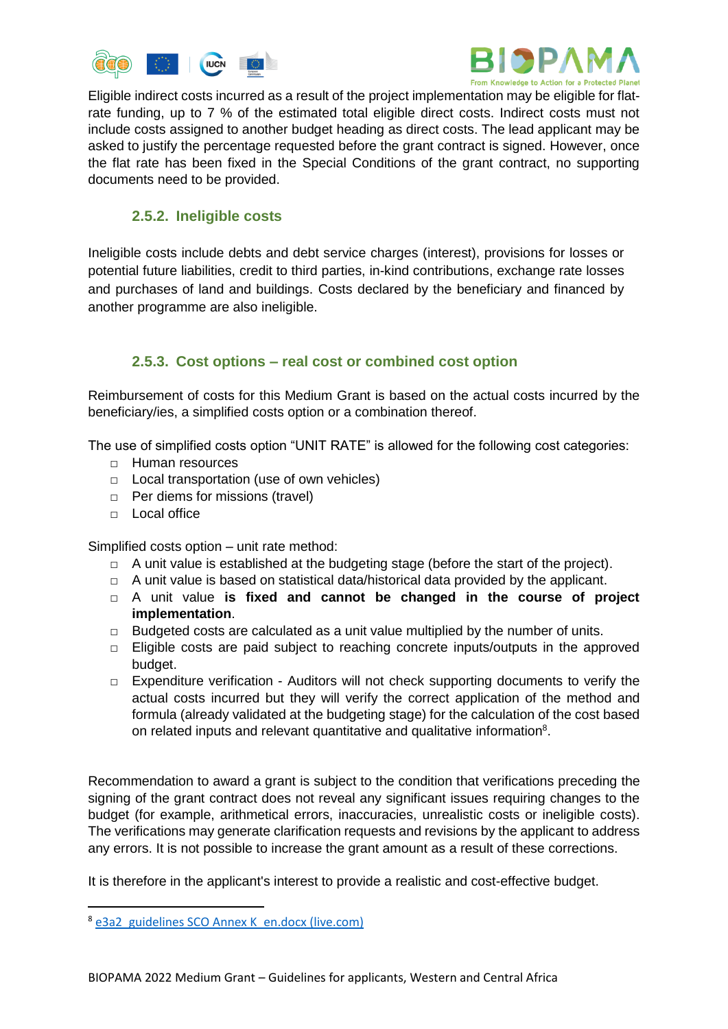Eligible indirect costs incurred as a result of the project implementation may be eligible for flat-rate funding, up to 7 % of the estimated total eligible direct costs. Indirect costs must not include costs assigned to another budget heading as direct costs. The lead applicant may be asked to justify the percentage requested before the grant contract is signed. However, once the flat rate has been fixed in the Special Conditions of the grant contract, no supporting documents need to be provided.

### 2.5.2. Ineligible costs

Ineligible costs include debts and debt service charges (interest), provisions for losses or potential future liabilities, credit to third parties, in-kind contributions, exchange rate losses and purchases of land and buildings. Costs declared by the beneficiary and financed by another programme are also ineligible.

### 2.5.3. Cost options – real cost or combined cost option

Reimbursement of costs for this Medium Grant is based on the actual costs incurred by the beneficiary/ies, a simplified costs option or a combination thereof.

The use of simplified costs option "UNIT RATE" is allowed for the following cost categories:

- Human resources
- Local transportation (use of own vehicles)
- Per diems for missions (travel)
- Local office

Simplified costs option – unit rate method:

- A unit value is established at the budgeting stage (before the start of the project).
- A unit value is based on statistical data/historical data provided by the applicant.
- A unit value **is fixed and cannot be changed in the course of project implementation**.
- Budgeted costs are calculated as a unit value multiplied by the number of units.
- Eligible costs are paid subject to reaching concrete inputs/outputs in the approved budget.
- Expenditure verification - Auditors will not check supporting documents to verify the actual costs incurred but they will verify the correct application of the method and formula (already validated at the budgeting stage) for the calculation of the cost based on related inputs and relevant quantitative and qualitative information[8].

Recommendation to award a grant is subject to the condition that verifications preceding the signing of the grant contract does not reveal any significant issues requiring changes to the budget (for example, arithmetical errors, inaccuracies, unrealistic costs or ineligible costs). The verifications may generate clarification requests and revisions by the applicant to address any errors. It is not possible to increase the grant amount as a result of these corrections.

It is therefore in the applicant's interest to provide a realistic and cost-effective budget.

---

[8] e3a2_guidelines SCO Annex K_en.docx (live.com)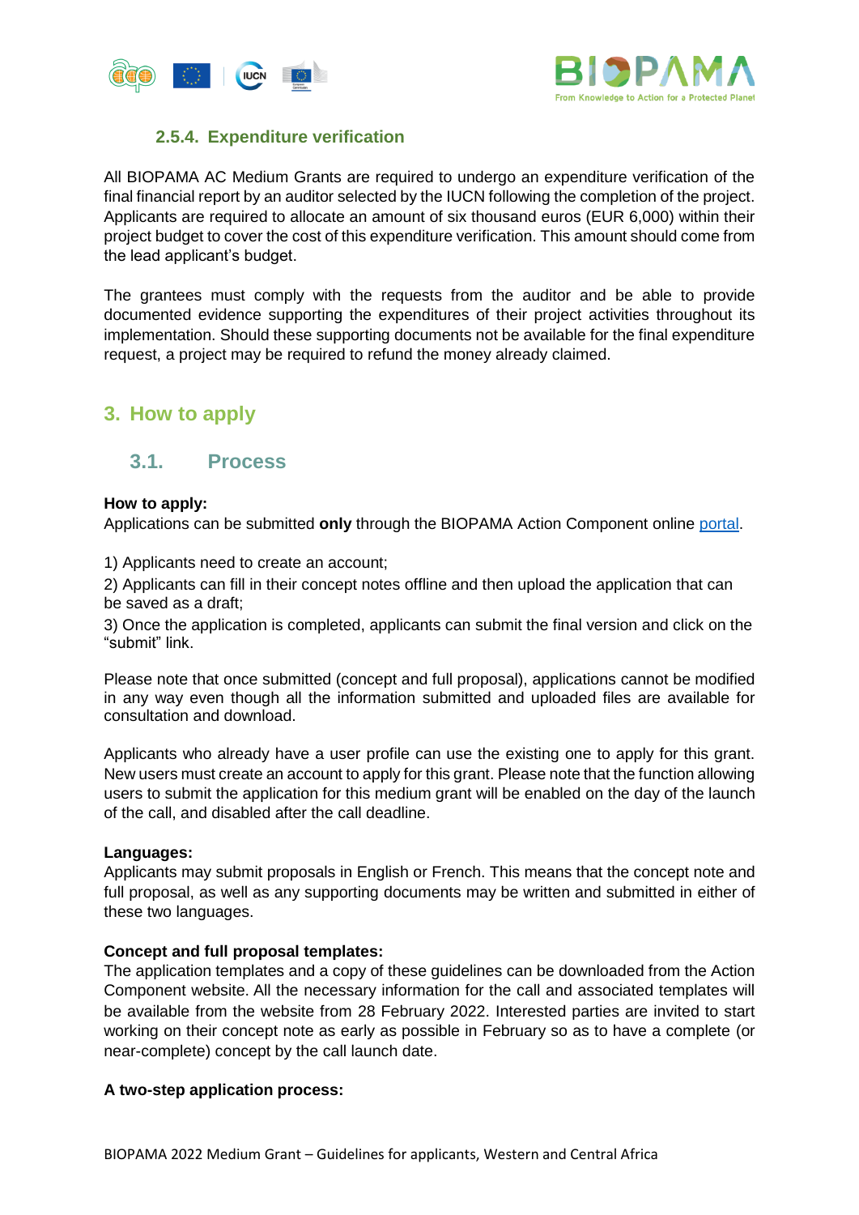#### 2.5.4. Expenditure verification

All BIOPAMA AC Medium Grants are required to undergo an expenditure verification of the final financial report by an auditor selected by the IUCN following the completion of the project. Applicants are required to allocate an amount of six thousand euros (EUR 6,000) within their project budget to cover the cost of this expenditure verification. This amount should come from the lead applicant's budget.

The grantees must comply with the requests from the auditor and be able to provide documented evidence supporting the expenditures of their project activities throughout its implementation. Should these supporting documents not be available for the final expenditure request, a project may be required to refund the money already claimed.

## 3. How to apply

### 3.1. Process

**How to apply:**
Applications can be submitted **only** through the BIOPAMA Action Component online portal.

1) Applicants need to create an account;
2) Applicants can fill in their concept notes offline and then upload the application that can be saved as a draft;
3) Once the application is completed, applicants can submit the final version and click on the "submit" link.

Please note that once submitted (concept and full proposal), applications cannot be modified in any way even though all the information submitted and uploaded files are available for consultation and download.

Applicants who already have a user profile can use the existing one to apply for this grant. New users must create an account to apply for this grant. Please note that the function allowing users to submit the application for this medium grant will be enabled on the day of the launch of the call, and disabled after the call deadline.

**Languages:**
Applicants may submit proposals in English or French. This means that the concept note and full proposal, as well as any supporting documents may be written and submitted in either of these two languages.

**Concept and full proposal templates:**
The application templates and a copy of these guidelines can be downloaded from the Action Component website. All the necessary information for the call and associated templates will be available from the website from 28 February 2022. Interested parties are invited to start working on their concept note as early as possible in February so as to have a complete (or near-complete) concept by the call launch date.

**A two-step application process:**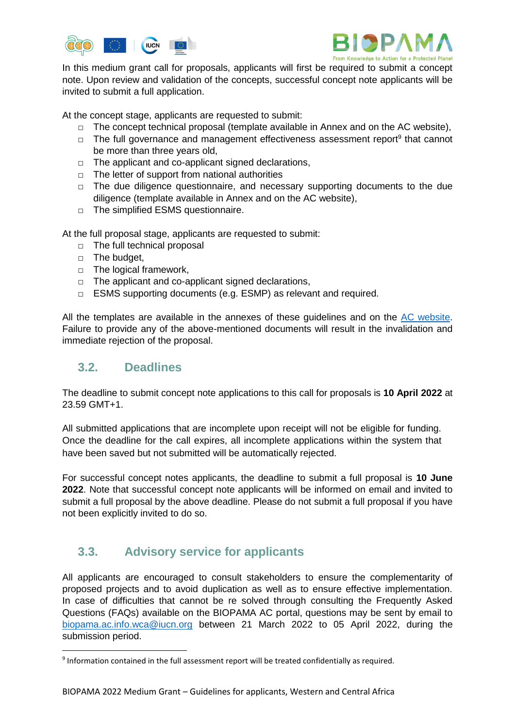In this medium grant call for proposals, applicants will first be required to submit a concept note. Upon review and validation of the concepts, successful concept note applicants will be invited to submit a full application.

At the concept stage, applicants are requested to submit:

- The concept technical proposal (template available in Annex and on the AC website),
- The full governance and management effectiveness assessment report[9] that cannot be more than three years old,
- The applicant and co-applicant signed declarations,
- The letter of support from national authorities
- The due diligence questionnaire, and necessary supporting documents to the due diligence (template available in Annex and on the AC website),
- The simplified ESMS questionnaire.

At the full proposal stage, applicants are requested to submit:

- The full technical proposal
- The budget,
- The logical framework,
- The applicant and co-applicant signed declarations,
- ESMS supporting documents (e.g. ESMP) as relevant and required.

All the templates are available in the annexes of these guidelines and on the [AC website](). Failure to provide any of the above-mentioned documents will result in the invalidation and immediate rejection of the proposal.

## 3.2. Deadlines

The deadline to submit concept note applications to this call for proposals is **10 April 2022** at 23.59 GMT+1.

All submitted applications that are incomplete upon receipt will not be eligible for funding. Once the deadline for the call expires, all incomplete applications within the system that have been saved but not submitted will be automatically rejected.

For successful concept notes applicants, the deadline to submit a full proposal is **10 June 2022**. Note that successful concept note applicants will be informed on email and invited to submit a full proposal by the above deadline. Please do not submit a full proposal if you have not been explicitly invited to do so.

## 3.3. Advisory service for applicants

All applicants are encouraged to consult stakeholders to ensure the complementarity of proposed projects and to avoid duplication as well as to ensure effective implementation. In case of difficulties that cannot be re solved through consulting the Frequently Asked Questions (FAQs) available on the BIOPAMA AC portal, questions may be sent by email to biopama.ac.info.wca@iucn.org between 21 March 2022 to 05 April 2022, during the submission period.

[9] Information contained in the full assessment report will be treated confidentially as required.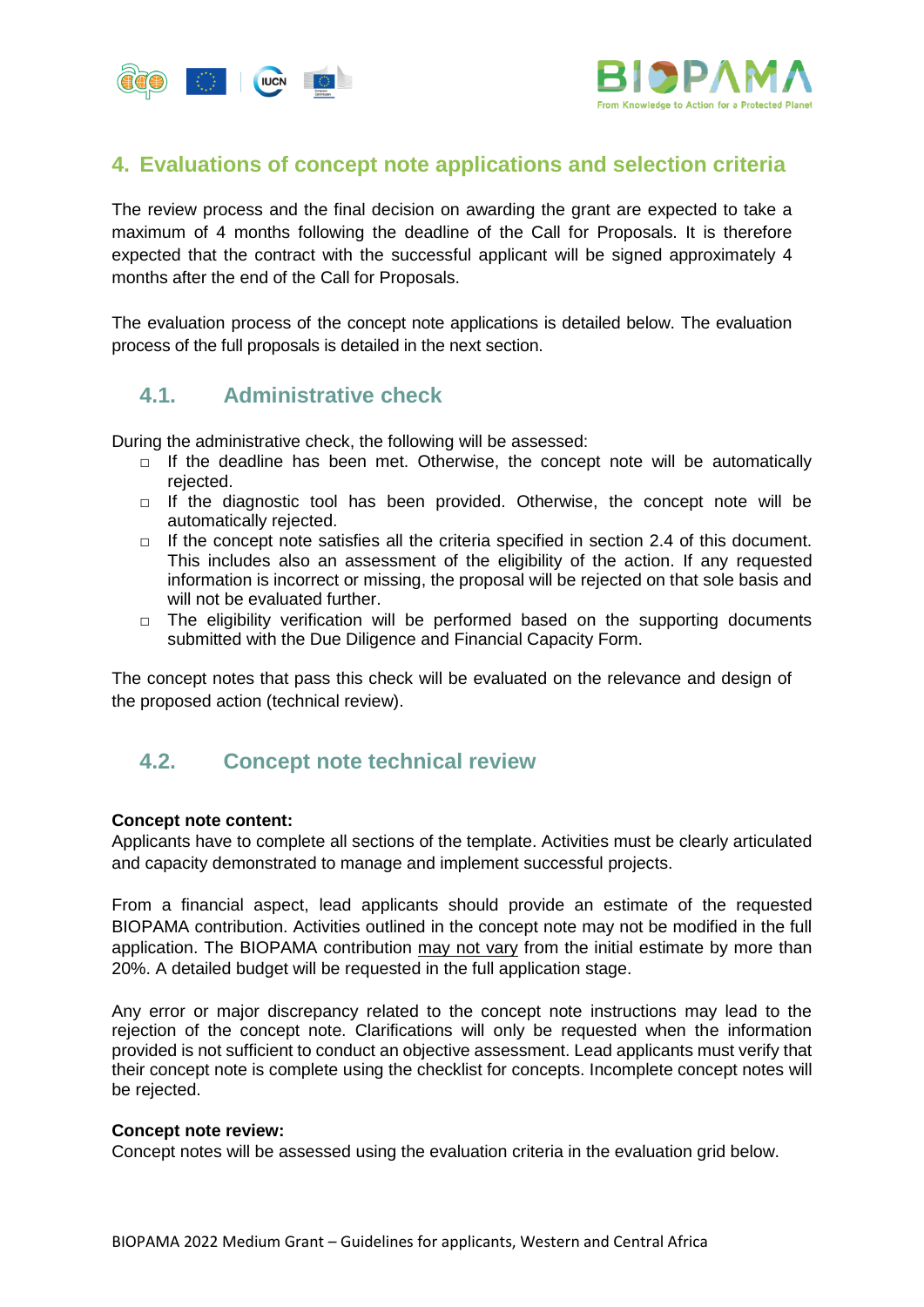## 4. Evaluations of concept note applications and selection criteria

The review process and the final decision on awarding the grant are expected to take a maximum of 4 months following the deadline of the Call for Proposals. It is therefore expected that the contract with the successful applicant will be signed approximately 4 months after the end of the Call for Proposals.

The evaluation process of the concept note applications is detailed below. The evaluation process of the full proposals is detailed in the next section.

### 4.1. Administrative check

During the administrative check, the following will be assessed:

- If the deadline has been met. Otherwise, the concept note will be automatically rejected.
- If the diagnostic tool has been provided. Otherwise, the concept note will be automatically rejected.
- If the concept note satisfies all the criteria specified in section 2.4 of this document. This includes also an assessment of the eligibility of the action. If any requested information is incorrect or missing, the proposal will be rejected on that sole basis and will not be evaluated further.
- The eligibility verification will be performed based on the supporting documents submitted with the Due Diligence and Financial Capacity Form.

The concept notes that pass this check will be evaluated on the relevance and design of the proposed action (technical review).

### 4.2. Concept note technical review

**Concept note content:**
Applicants have to complete all sections of the template. Activities must be clearly articulated and capacity demonstrated to manage and implement successful projects.

From a financial aspect, lead applicants should provide an estimate of the requested BIOPAMA contribution. Activities outlined in the concept note may not be modified in the full application. The BIOPAMA contribution may not vary from the initial estimate by more than 20%. A detailed budget will be requested in the full application stage.

Any error or major discrepancy related to the concept note instructions may lead to the rejection of the concept note. Clarifications will only be requested when the information provided is not sufficient to conduct an objective assessment. Lead applicants must verify that their concept note is complete using the checklist for concepts. Incomplete concept notes will be rejected.

**Concept note review:**
Concept notes will be assessed using the evaluation criteria in the evaluation grid below.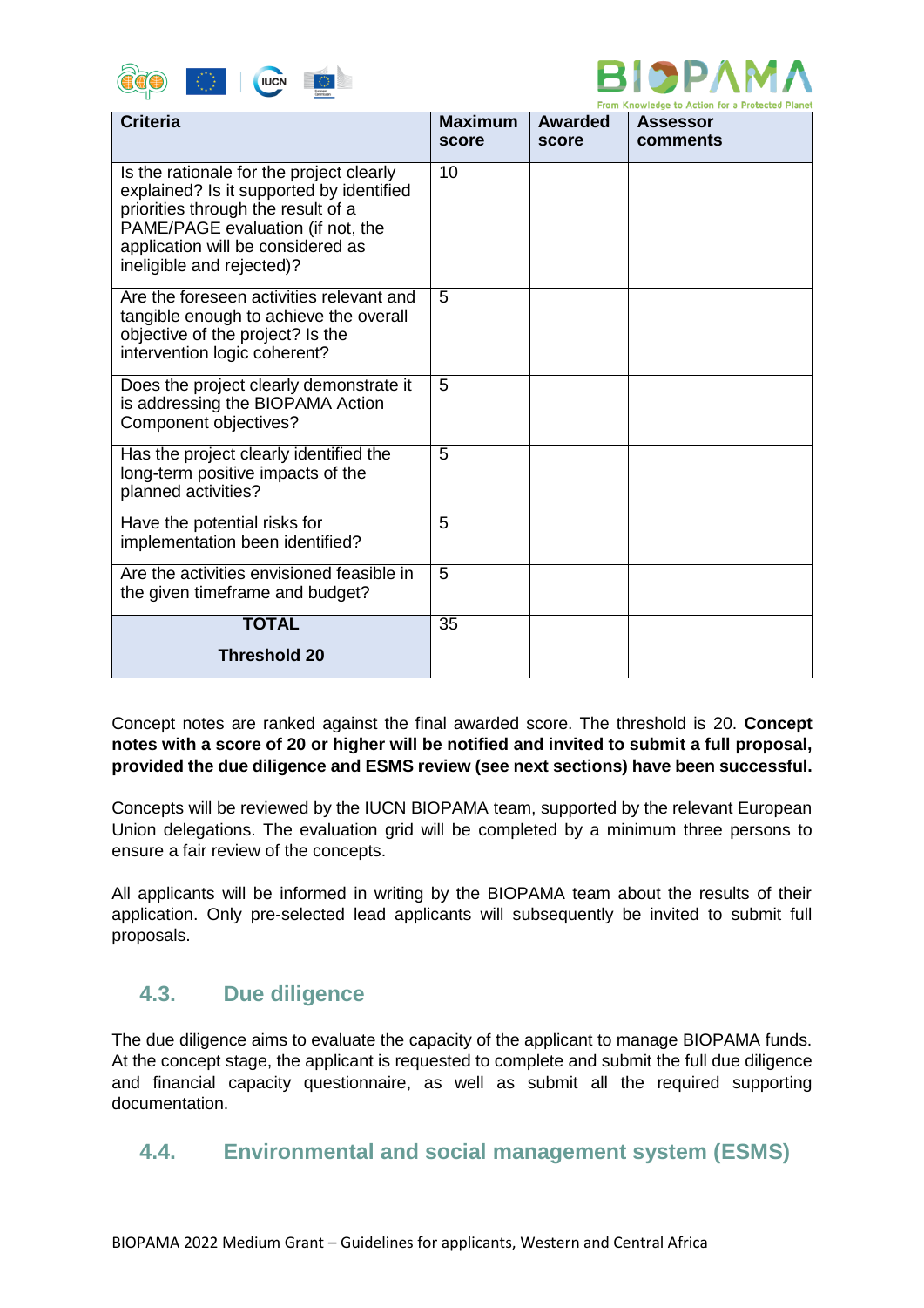| Criteria | Maximum score | Awarded score | Assessor comments |
|---|---|---|---|
| Is the rationale for the project clearly explained? Is it supported by identified priorities through the result of a PAME/PAGE evaluation (if not, the application will be considered as ineligible and rejected)? | 10 | | |
| Are the foreseen activities relevant and tangible enough to achieve the overall objective of the project? Is the intervention logic coherent? | 5 | | |
| Does the project clearly demonstrate it is addressing the BIOPAMA Action Component objectives? | 5 | | |
| Has the project clearly identified the long-term positive impacts of the planned activities? | 5 | | |
| Have the potential risks for implementation been identified? | 5 | | |
| Are the activities envisioned feasible in the given timeframe and budget? | 5 | | |
| **TOTAL**<br>**Threshold 20** | 35 | | |

Concept notes are ranked against the final awarded score. The threshold is 20. **Concept notes with a score of 20 or higher will be notified and invited to submit a full proposal, provided the due diligence and ESMS review (see next sections) have been successful.**

Concepts will be reviewed by the IUCN BIOPAMA team, supported by the relevant European Union delegations. The evaluation grid will be completed by a minimum three persons to ensure a fair review of the concepts.

All applicants will be informed in writing by the BIOPAMA team about the results of their application. Only pre-selected lead applicants will subsequently be invited to submit full proposals.

### 4.3. Due diligence

The due diligence aims to evaluate the capacity of the applicant to manage BIOPAMA funds. At the concept stage, the applicant is requested to complete and submit the full due diligence and financial capacity questionnaire, as well as submit all the required supporting documentation.

### 4.4. Environmental and social management system (ESMS)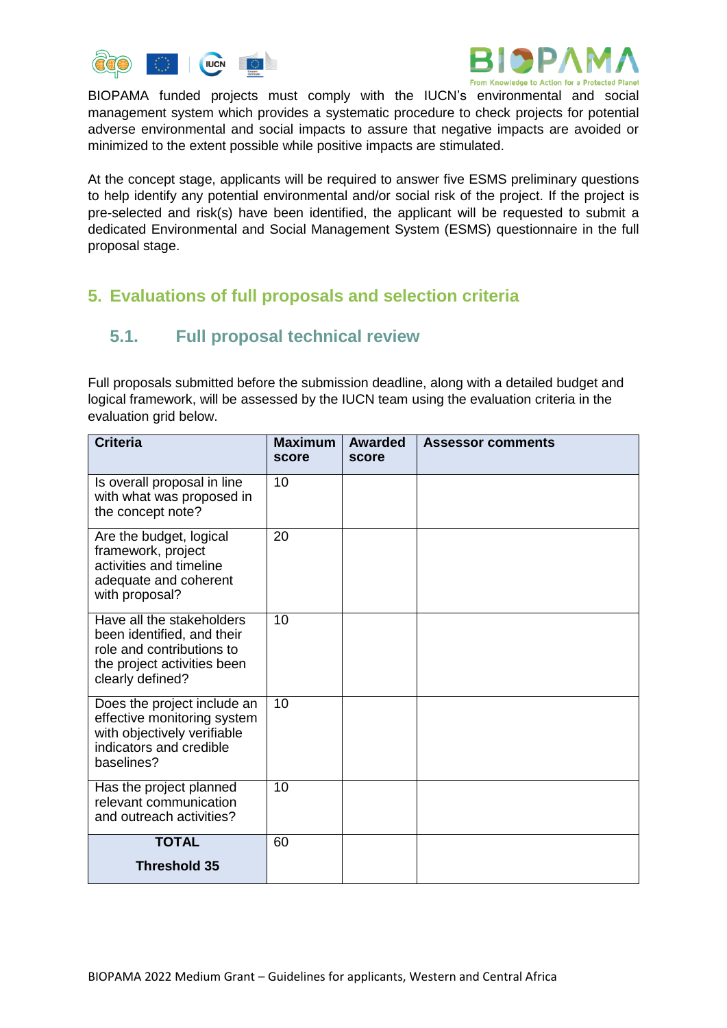BIOPAMA funded projects must comply with the IUCN's environmental and social management system which provides a systematic procedure to check projects for potential adverse environmental and social impacts to assure that negative impacts are avoided or minimized to the extent possible while positive impacts are stimulated.

At the concept stage, applicants will be required to answer five ESMS preliminary questions to help identify any potential environmental and/or social risk of the project. If the project is pre-selected and risk(s) have been identified, the applicant will be requested to submit a dedicated Environmental and Social Management System (ESMS) questionnaire in the full proposal stage.

## 5. Evaluations of full proposals and selection criteria

### 5.1. Full proposal technical review

Full proposals submitted before the submission deadline, along with a detailed budget and logical framework, will be assessed by the IUCN team using the evaluation criteria in the evaluation grid below.

| Criteria | Maximum score | Awarded score | Assessor comments |
|---|---|---|---|
| Is overall proposal in line with what was proposed in the concept note? | 10 | | |
| Are the budget, logical framework, project activities and timeline adequate and coherent with proposal? | 20 | | |
| Have all the stakeholders been identified, and their role and contributions to the project activities been clearly defined? | 10 | | |
| Does the project include an effective monitoring system with objectively verifiable indicators and credible baselines? | 10 | | |
| Has the project planned relevant communication and outreach activities? | 10 | | |
| **TOTAL** **Threshold 35** | 60 | | |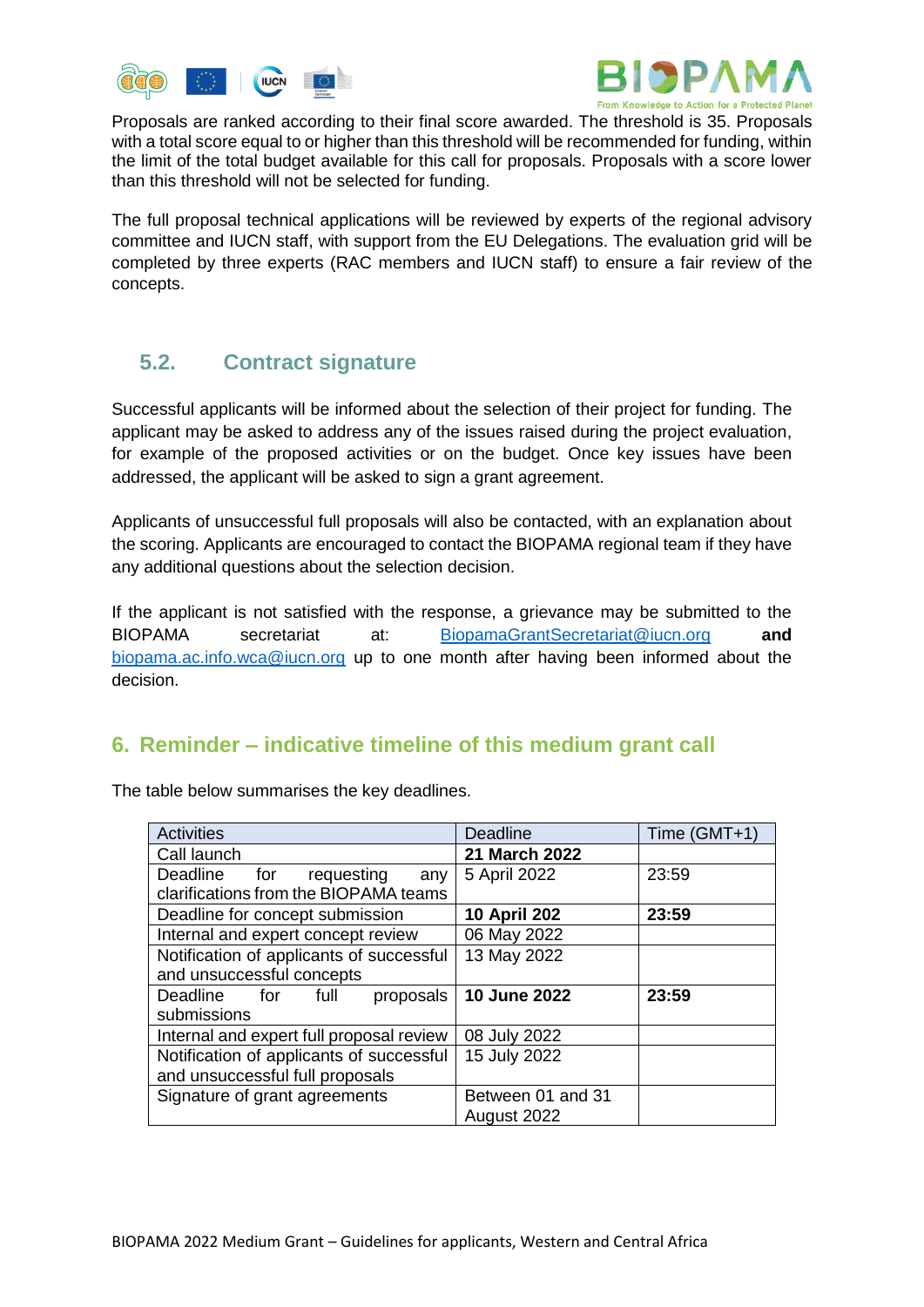Proposals are ranked according to their final score awarded. The threshold is 35. Proposals with a total score equal to or higher than this threshold will be recommended for funding, within the limit of the total budget available for this call for proposals. Proposals with a score lower than this threshold will not be selected for funding.

The full proposal technical applications will be reviewed by experts of the regional advisory committee and IUCN staff, with support from the EU Delegations. The evaluation grid will be completed by three experts (RAC members and IUCN staff) to ensure a fair review of the concepts.

### 5.2. Contract signature

Successful applicants will be informed about the selection of their project for funding. The applicant may be asked to address any of the issues raised during the project evaluation, for example of the proposed activities or on the budget. Once key issues have been addressed, the applicant will be asked to sign a grant agreement.

Applicants of unsuccessful full proposals will also be contacted, with an explanation about the scoring. Applicants are encouraged to contact the BIOPAMA regional team if they have any additional questions about the selection decision.

If the applicant is not satisfied with the response, a grievance may be submitted to the BIOPAMA secretariat at: BiopamaGrantSecretariat@iucn.org **and** biopama.ac.info.wca@iucn.org up to one month after having been informed about the decision.

## 6. Reminder – indicative timeline of this medium grant call

The table below summarises the key deadlines.

| Activities | Deadline | Time (GMT+1) |
|---|---|---|
| Call launch | **21 March 2022** | |
| Deadline for requesting any clarifications from the BIOPAMA teams | 5 April 2022 | 23:59 |
| Deadline for concept submission | **10 April 202** | **23:59** |
| Internal and expert concept review | 06 May 2022 | |
| Notification of applicants of successful and unsuccessful concepts | 13 May 2022 | |
| Deadline for full proposals submissions | **10 June 2022** | **23:59** |
| Internal and expert full proposal review | 08 July 2022 | |
| Notification of applicants of successful and unsuccessful full proposals | 15 July 2022 | |
| Signature of grant agreements | Between 01 and 31 August 2022 | |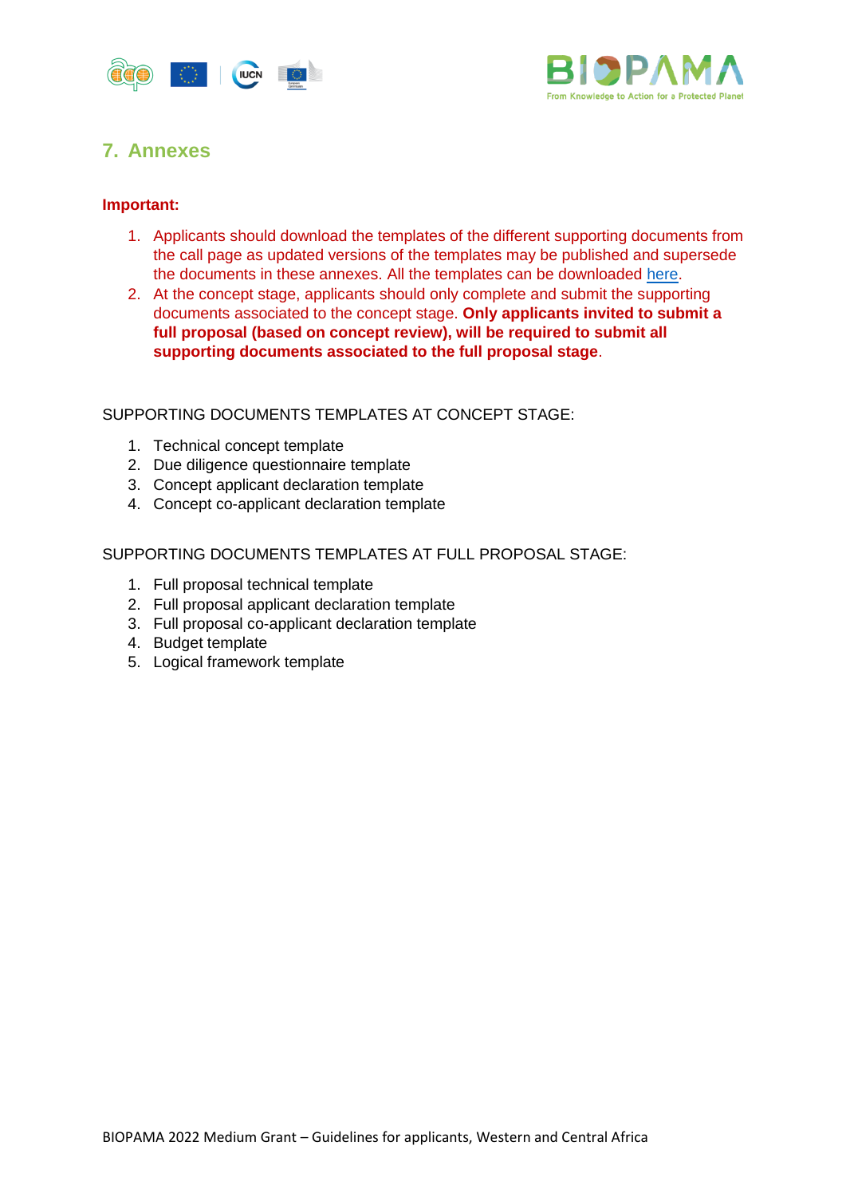## 7. Annexes

**Important:**

1. Applicants should download the templates of the different supporting documents from the call page as updated versions of the templates may be published and supersede the documents in these annexes. All the templates can be downloaded here.
2. At the concept stage, applicants should only complete and submit the supporting documents associated to the concept stage. **Only applicants invited to submit a full proposal (based on concept review), will be required to submit all supporting documents associated to the full proposal stage**.

SUPPORTING DOCUMENTS TEMPLATES AT CONCEPT STAGE:

1. Technical concept template
2. Due diligence questionnaire template
3. Concept applicant declaration template
4. Concept co-applicant declaration template

SUPPORTING DOCUMENTS TEMPLATES AT FULL PROPOSAL STAGE:

1. Full proposal technical template
2. Full proposal applicant declaration template
3. Full proposal co-applicant declaration template
4. Budget template
5. Logical framework template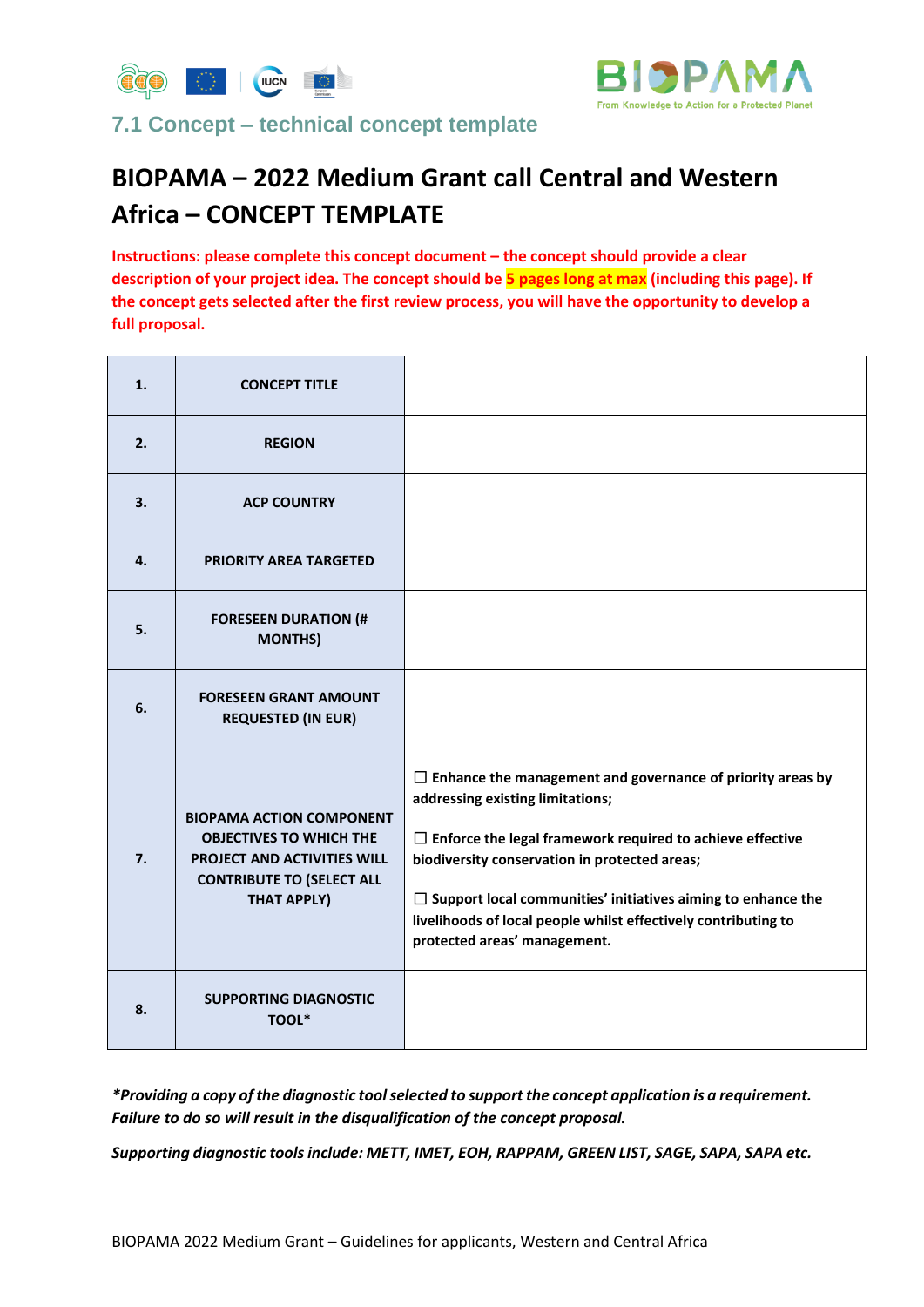## 7.1 Concept – technical concept template

# BIOPAMA – 2022 Medium Grant call Central and Western Africa – CONCEPT TEMPLATE

**Instructions: please complete this concept document – the concept should provide a clear description of your project idea. The concept should be 5 pages long at max (including this page). If the concept gets selected after the first review process, you will have the opportunity to develop a full proposal.**

| | | |
|---|---|---|
| **1.** | **CONCEPT TITLE** | |
| **2.** | **REGION** | |
| **3.** | **ACP COUNTRY** | |
| **4.** | **PRIORITY AREA TARGETED** | |
| **5.** | **FORESEEN DURATION (# MONTHS)** | |
| **6.** | **FORESEEN GRANT AMOUNT REQUESTED (IN EUR)** | |
| **7.** | **BIOPAMA ACTION COMPONENT OBJECTIVES TO WHICH THE PROJECT AND ACTIVITIES WILL CONTRIBUTE TO (SELECT ALL THAT APPLY)** | ☐ **Enhance the management and governance of priority areas by addressing existing limitations;**<br><br>☐ **Enforce the legal framework required to achieve effective biodiversity conservation in protected areas;**<br><br>☐ **Support local communities' initiatives aiming to enhance the livelihoods of local people whilst effectively contributing to protected areas' management.** |
| **8.** | **SUPPORTING DIAGNOSTIC TOOL*** | |

***Providing a copy of the diagnostic tool selected to support the concept application is a requirement. Failure to do so will result in the disqualification of the concept proposal.***

***Supporting diagnostic tools include: METT, IMET, EOH, RAPPAM, GREEN LIST, SAGE, SAPA, SAPA etc.***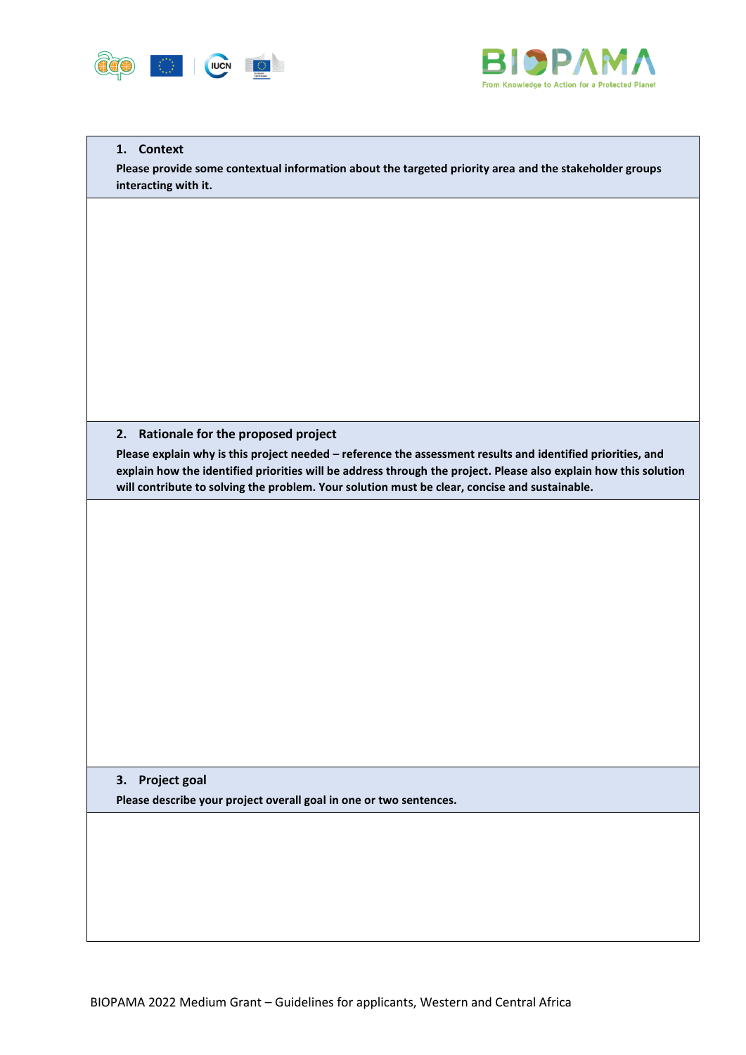**1. Context**

**Please provide some contextual information about the targeted priority area and the stakeholder groups interacting with it.**

| |
|---|
| |

**2. Rationale for the proposed project**

**Please explain why is this project needed – reference the assessment results and identified priorities, and explain how the identified priorities will be address through the project. Please also explain how this solution will contribute to solving the problem. Your solution must be clear, concise and sustainable.**

| |
|---|
| |

**3. Project goal**

**Please describe your project overall goal in one or two sentences.**

| |
|---|
| |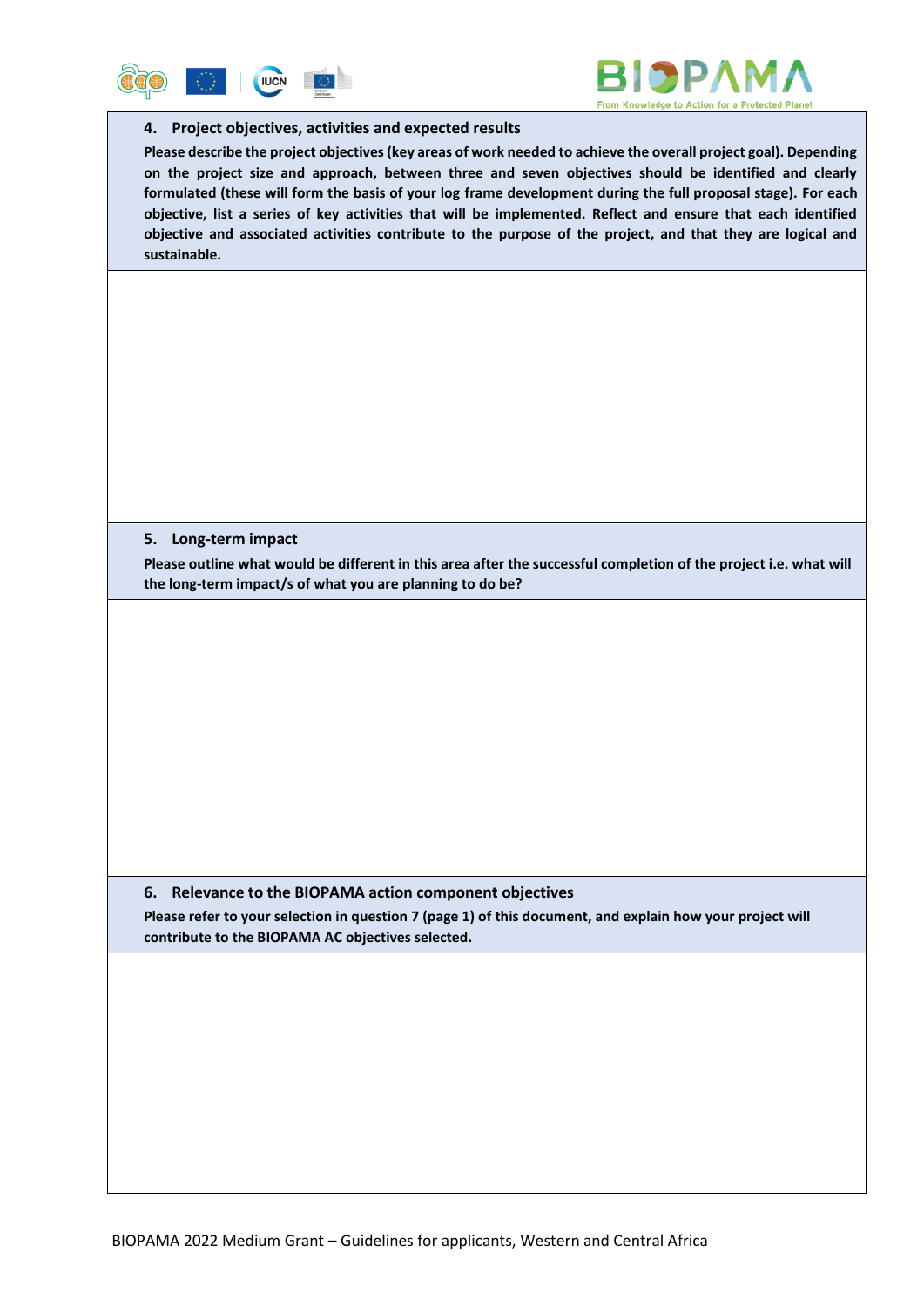## 4. Project objectives, activities and expected results

**Please describe the project objectives (key areas of work needed to achieve the overall project goal). Depending on the project size and approach, between three and seven objectives should be identified and clearly formulated (these will form the basis of your log frame development during the full proposal stage). For each objective, list a series of key activities that will be implemented. Reflect and ensure that each identified objective and associated activities contribute to the purpose of the project, and that they are logical and sustainable.**

## 5. Long-term impact

**Please outline what would be different in this area after the successful completion of the project i.e. what will the long-term impact/s of what you are planning to do be?**

## 6. Relevance to the BIOPAMA action component objectives

**Please refer to your selection in question 7 (page 1) of this document, and explain how your project will contribute to the BIOPAMA AC objectives selected.**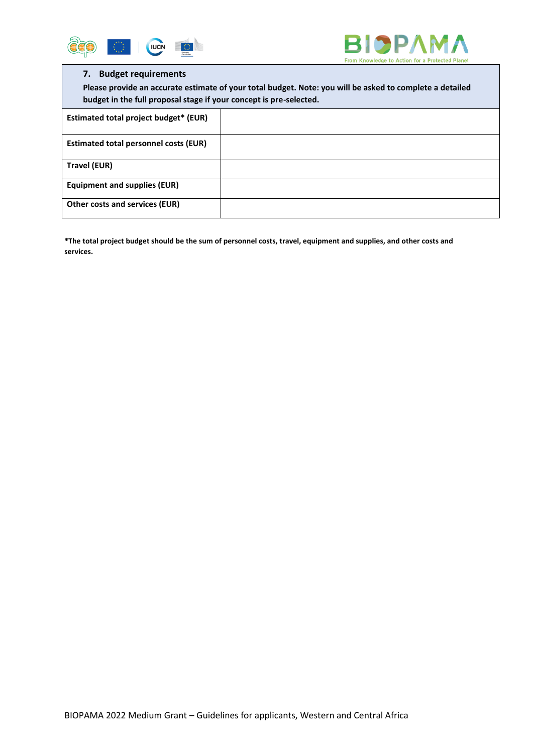### 7. Budget requirements

**Please provide an accurate estimate of your total budget. Note: you will be asked to complete a detailed budget in the full proposal stage if your concept is pre-selected.**

| | |
|---|---|
| **Estimated total project budget* (EUR)** | |
| **Estimated total personnel costs (EUR)** | |
| **Travel (EUR)** | |
| **Equipment and supplies (EUR)** | |
| **Other costs and services (EUR)** | |

***The total project budget should be the sum of personnel costs, travel, equipment and supplies, and other costs and services.**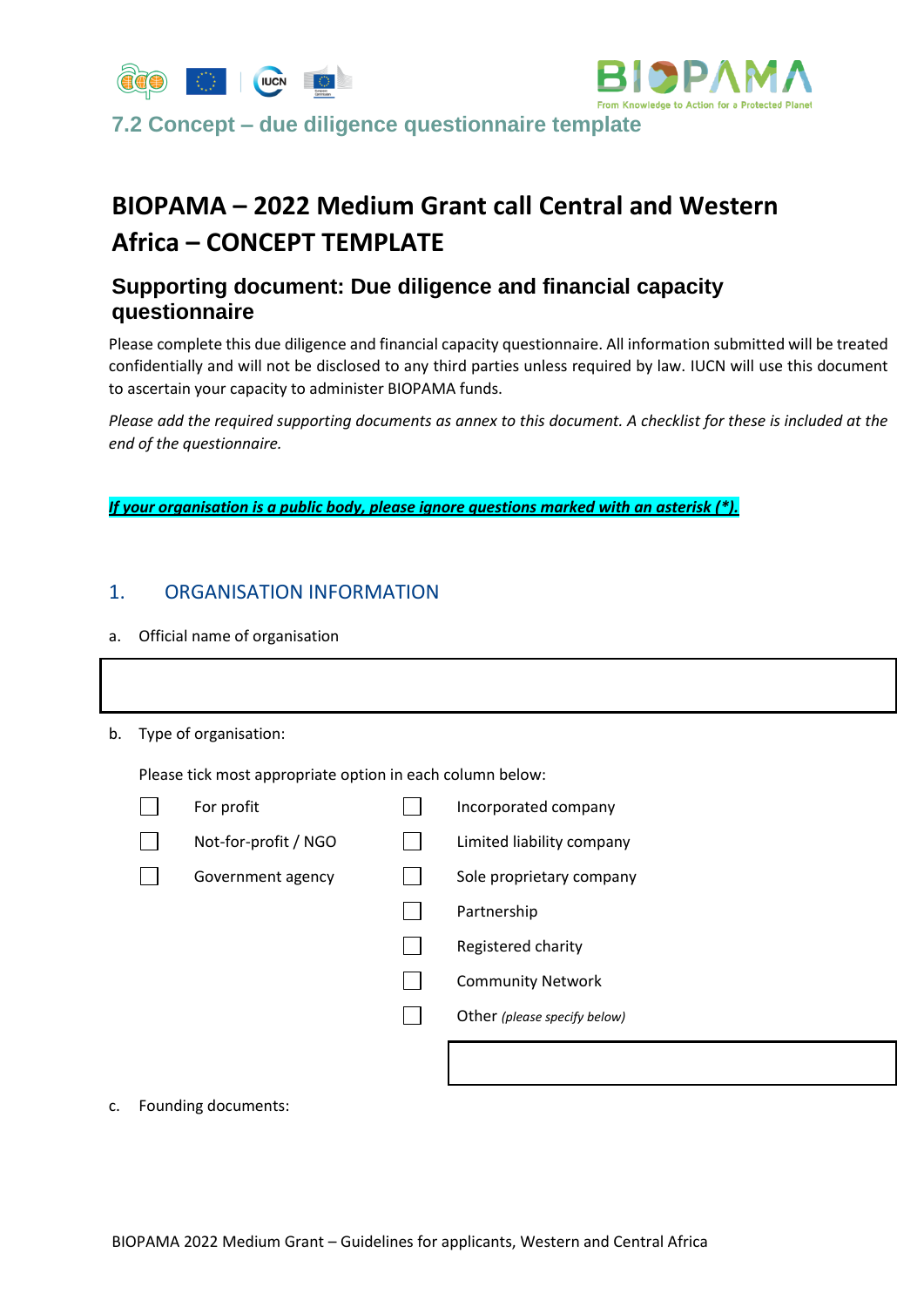## 7.2 Concept – due diligence questionnaire template

# BIOPAMA – 2022 Medium Grant call Central and Western Africa – CONCEPT TEMPLATE

## Supporting document: Due diligence and financial capacity questionnaire

Please complete this due diligence and financial capacity questionnaire. All information submitted will be treated confidentially and will not be disclosed to any third parties unless required by law. IUCN will use this document to ascertain your capacity to administer BIOPAMA funds.

*Please add the required supporting documents as annex to this document. A checklist for these is included at the end of the questionnaire.*

***If your organisation is a public body, please ignore questions marked with an asterisk (*).***

### 1. ORGANISATION INFORMATION

a. Official name of organisation

| |
|---|
| |

b. Type of organisation:

Please tick most appropriate option in each column below:

| | | | |
|---|---|---|---|
| ☐ | For profit | ☐ | Incorporated company |
| ☐ | Not-for-profit / NGO | ☐ | Limited liability company |
| ☐ | Government agency | ☐ | Sole proprietary company |
| | | ☐ | Partnership |
| | | ☐ | Registered charity |
| | | ☐ | Community Network |
| | | ☐ | Other *(please specify below)* |

| |
|---|
| |

c. Founding documents: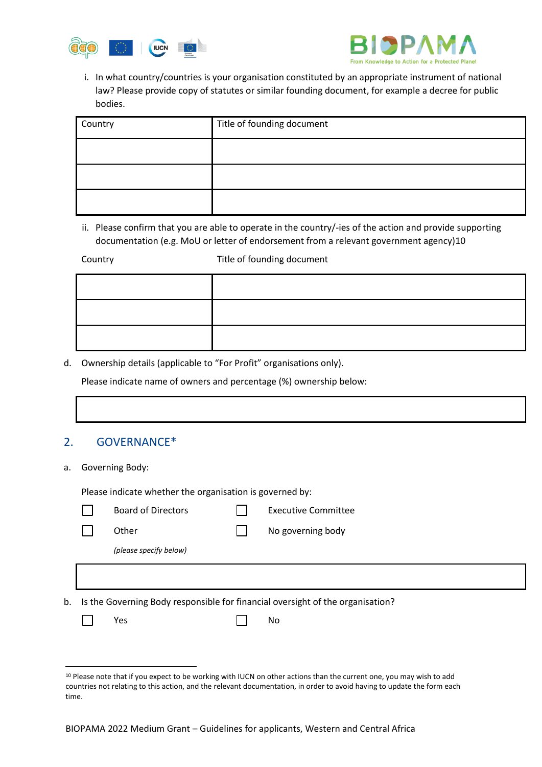i. In what country/countries is your organisation constituted by an appropriate instrument of national law? Please provide copy of statutes or similar founding document, for example a decree for public bodies.

| Country | Title of founding document |
|---|---|
| | |
| | |
| | |

ii. Please confirm that you are able to operate in the country/-ies of the action and provide supporting documentation (e.g. MoU or letter of endorsement from a relevant government agency)[10]

| Country | Title of founding document |
|---|---|
| | |
| | |
| | |

d. Ownership details (applicable to "For Profit" organisations only).

Please indicate name of owners and percentage (%) ownership below:

| |
|---|
| |

## 2. GOVERNANCE*

a. Governing Body:

Please indicate whether the organisation is governed by:

- ☐ Board of Directors
- ☐ Executive Committee
- ☐ Other *(please specify below)*
- ☐ No governing body

| |
|---|
| |

b. Is the Governing Body responsible for financial oversight of the organisation?

- ☐ Yes
- ☐ No

[10] Please note that if you expect to be working with IUCN on other actions than the current one, you may wish to add countries not relating to this action, and the relevant documentation, in order to avoid having to update the form each time.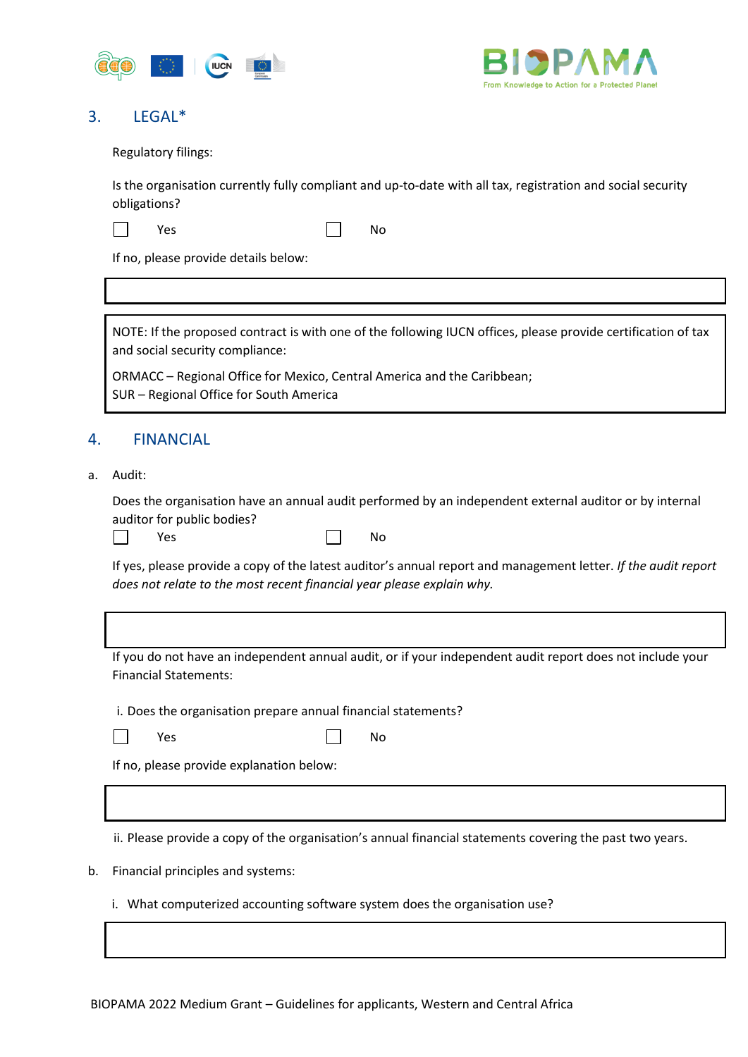## 3. LEGAL*

Regulatory filings:

Is the organisation currently fully compliant and up-to-date with all tax, registration and social security obligations?

☐ Yes ☐ No

If no, please provide details below:

| |
|---|
| |

| NOTE: If the proposed contract is with one of the following IUCN offices, please provide certification of tax and social security compliance: ORMACC – Regional Office for Mexico, Central America and the Caribbean; SUR – Regional Office for South America |
|---|

## 4. FINANCIAL

a. Audit:

Does the organisation have an annual audit performed by an independent external auditor or by internal auditor for public bodies?

☐ Yes ☐ No

If yes, please provide a copy of the latest auditor's annual report and management letter. *If the audit report does not relate to the most recent financial year please explain why.*

| |
|---|
| |

If you do not have an independent annual audit, or if your independent audit report does not include your Financial Statements:

i. Does the organisation prepare annual financial statements?

☐ Yes ☐ No

If no, please provide explanation below:

| |
|---|
| |

ii. Please provide a copy of the organisation's annual financial statements covering the past two years.

b. Financial principles and systems:

i. What computerized accounting software system does the organisation use?

| |
|---|
| |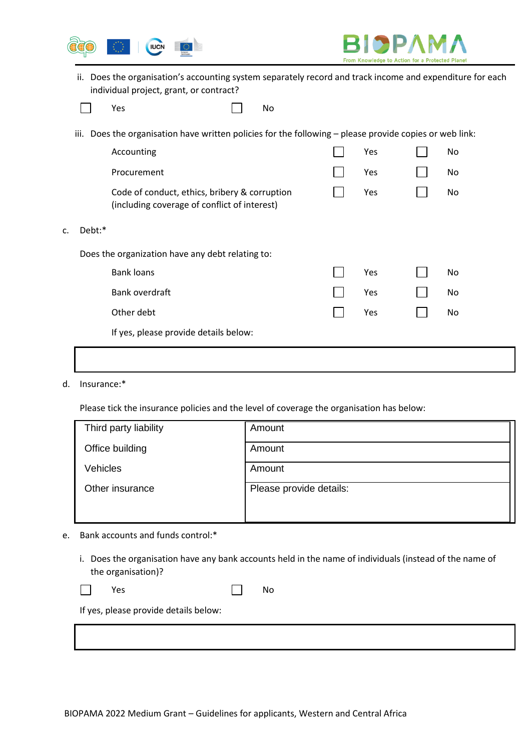ii. Does the organisation's accounting system separately record and track income and expenditure for each individual project, grant, or contract?

☐ Yes ☐ No

iii. Does the organisation have written policies for the following – please provide copies or web link:

| | | |
|---|---|---|
| Accounting | ☐ Yes | ☐ No |
| Procurement | ☐ Yes | ☐ No |
| Code of conduct, ethics, bribery & corruption (including coverage of conflict of interest) | ☐ Yes | ☐ No |

c. Debt:*

Does the organization have any debt relating to:

| | | |
|---|---|---|
| Bank loans | ☐ Yes | ☐ No |
| Bank overdraft | ☐ Yes | ☐ No |
| Other debt | ☐ Yes | ☐ No |

If yes, please provide details below:

| |
|---|
| |

d. Insurance:*

Please tick the insurance policies and the level of coverage the organisation has below:

| | |
|---|---|
| Third party liability | Amount |
| Office building | Amount |
| Vehicles | Amount |
| Other insurance | Please provide details: |

e. Bank accounts and funds control:*

i. Does the organisation have any bank accounts held in the name of individuals (instead of the name of the organisation)?

☐ Yes ☐ No

If yes, please provide details below:

| |
|---|
| |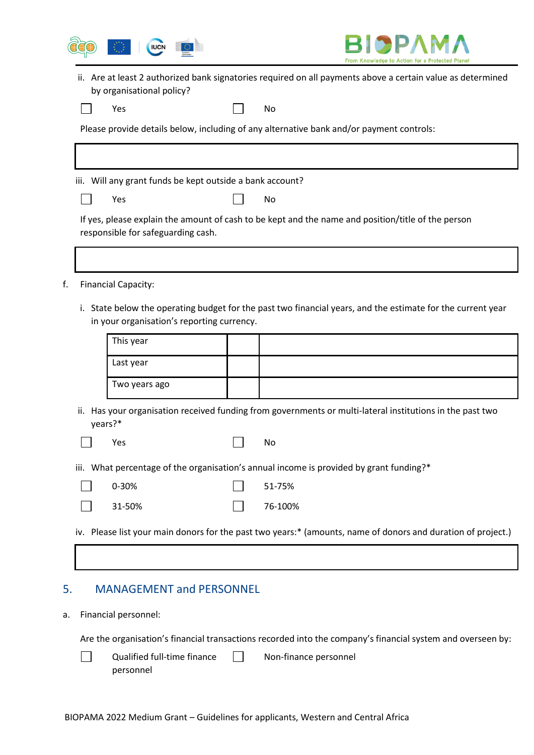ii. Are at least 2 authorized bank signatories required on all payments above a certain value as determined by organisational policy?

☐ Yes ☐ No

Please provide details below, including of any alternative bank and/or payment controls:

| |
|---|
| |

iii. Will any grant funds be kept outside a bank account?

☐ Yes ☐ No

If yes, please explain the amount of cash to be kept and the name and position/title of the person responsible for safeguarding cash.

| |
|---|
| |

f. Financial Capacity:

i. State below the operating budget for the past two financial years, and the estimate for the current year in your organisation's reporting currency.

| | | |
|---|---|---|
| This year | | |
| Last year | | |
| Two years ago | | |

ii. Has your organisation received funding from governments or multi-lateral institutions in the past two years?*

☐ Yes ☐ No

iii. What percentage of the organisation's annual income is provided by grant funding?*

☐ 0-30% ☐ 51-75%

☐ 31-50% ☐ 76-100%

iv. Please list your main donors for the past two years:* (amounts, name of donors and duration of project.)

| |
|---|
| |

## 5. MANAGEMENT and PERSONNEL

a. Financial personnel:

Are the organisation's financial transactions recorded into the company's financial system and overseen by:

☐ Qualified full-time finance personnel ☐ Non-finance personnel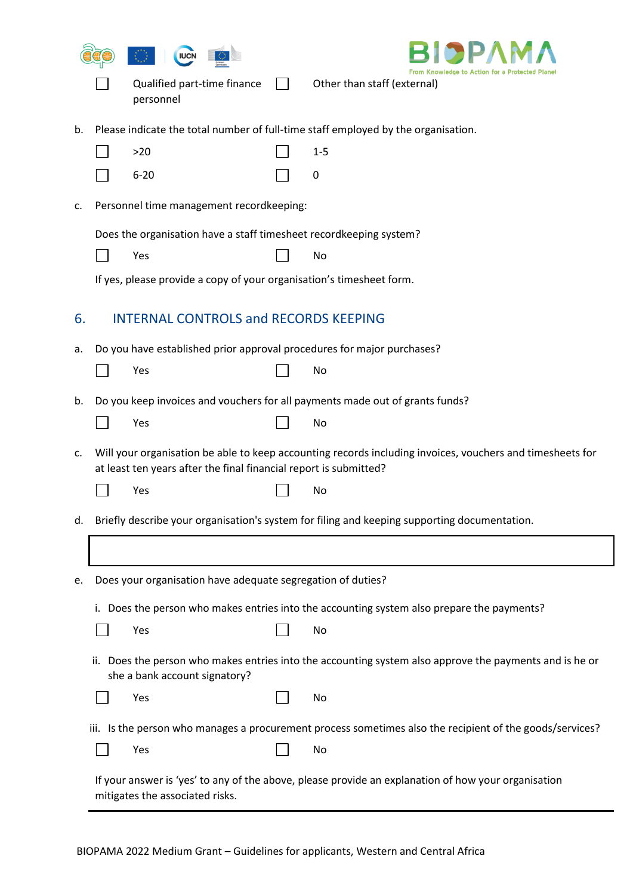☐ Qualified part-time finance personnel ☐ Other than staff (external)

b. Please indicate the total number of full-time staff employed by the organisation.

☐ >20 ☐ 1-5

☐ 6-20 ☐ 0

c. Personnel time management recordkeeping:

Does the organisation have a staff timesheet recordkeeping system?

☐ Yes ☐ No

If yes, please provide a copy of your organisation's timesheet form.

## 6. INTERNAL CONTROLS and RECORDS KEEPING

a. Do you have established prior approval procedures for major purchases?

☐ Yes ☐ No

b. Do you keep invoices and vouchers for all payments made out of grants funds?

☐ Yes ☐ No

c. Will your organisation be able to keep accounting records including invoices, vouchers and timesheets for at least ten years after the final financial report is submitted?

☐ Yes ☐ No

d. Briefly describe your organisation's system for filing and keeping supporting documentation.

| |
|---|
| |

e. Does your organisation have adequate segregation of duties?

i. Does the person who makes entries into the accounting system also prepare the payments?

☐ Yes ☐ No

ii. Does the person who makes entries into the accounting system also approve the payments and is he or she a bank account signatory?

☐ Yes ☐ No

iii. Is the person who manages a procurement process sometimes also the recipient of the goods/services?

☐ Yes ☐ No

If your answer is 'yes' to any of the above, please provide an explanation of how your organisation mitigates the associated risks.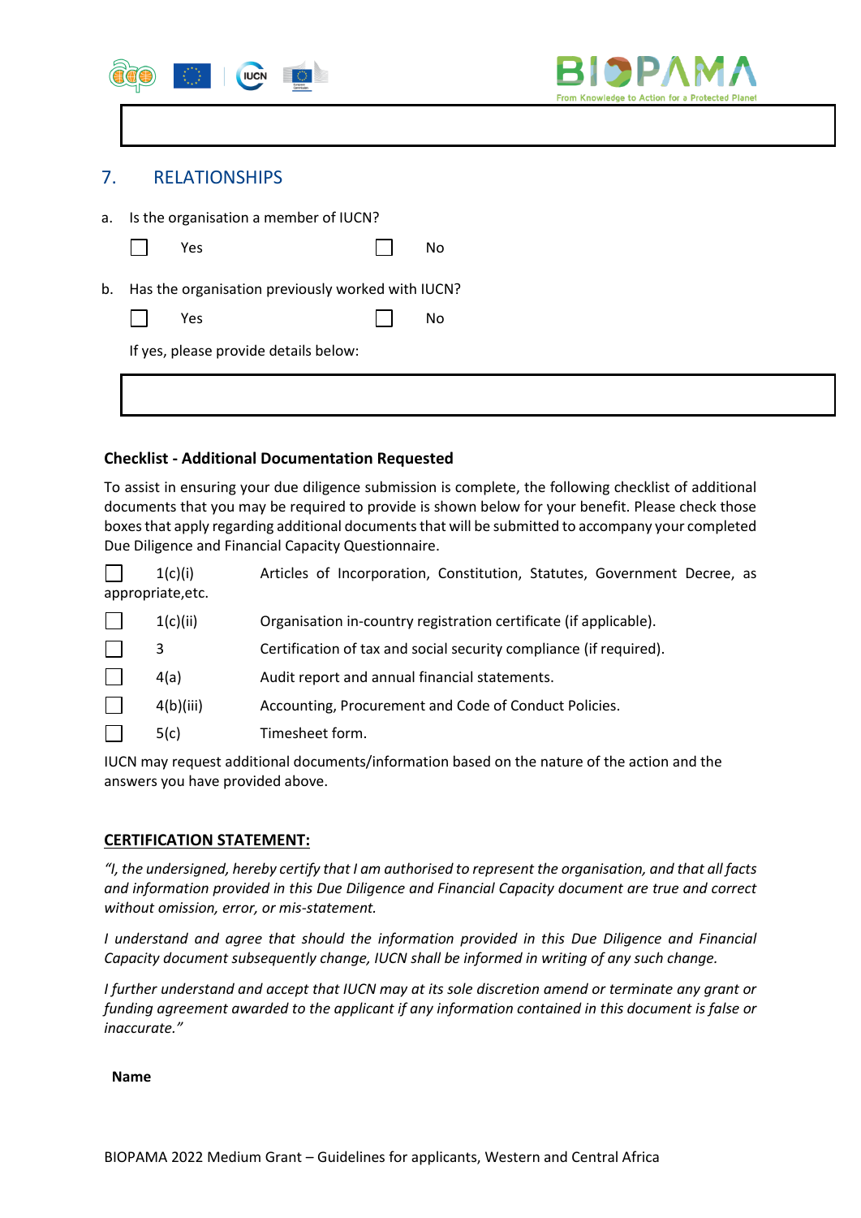## 7. RELATIONSHIPS

a. Is the organisation a member of IUCN?

☐ Yes ☐ No

b. Has the organisation previously worked with IUCN?

☐ Yes ☐ No

If yes, please provide details below:

**Checklist - Additional Documentation Requested**

To assist in ensuring your due diligence submission is complete, the following checklist of additional documents that you may be required to provide is shown below for your benefit. Please check those boxes that apply regarding additional documents that will be submitted to accompany your completed Due Diligence and Financial Capacity Questionnaire.

☐ 1(c)(i) Articles of Incorporation, Constitution, Statutes, Government Decree, as appropriate,etc.

☐ 1(c)(ii) Organisation in-country registration certificate (if applicable).

☐ 3 Certification of tax and social security compliance (if required).

☐ 4(a) Audit report and annual financial statements.

☐ 4(b)(iii) Accounting, Procurement and Code of Conduct Policies.

☐ 5(c) Timesheet form.

IUCN may request additional documents/information based on the nature of the action and the answers you have provided above.

**CERTIFICATION STATEMENT:**

*"I, the undersigned, hereby certify that I am authorised to represent the organisation, and that all facts and information provided in this Due Diligence and Financial Capacity document are true and correct without omission, error, or mis-statement.*

*I understand and agree that should the information provided in this Due Diligence and Financial Capacity document subsequently change, IUCN shall be informed in writing of any such change.*

*I further understand and accept that IUCN may at its sole discretion amend or terminate any grant or funding agreement awarded to the applicant if any information contained in this document is false or inaccurate."*

**Name**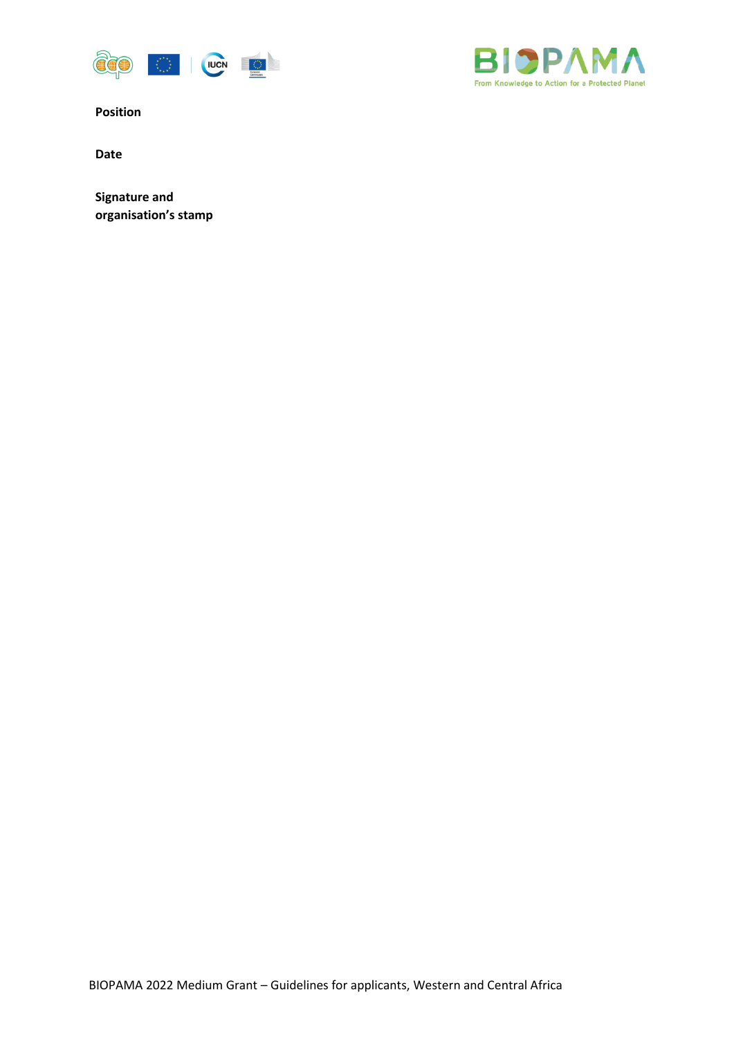**Position**

**Date**

**Signature and organisation's stamp**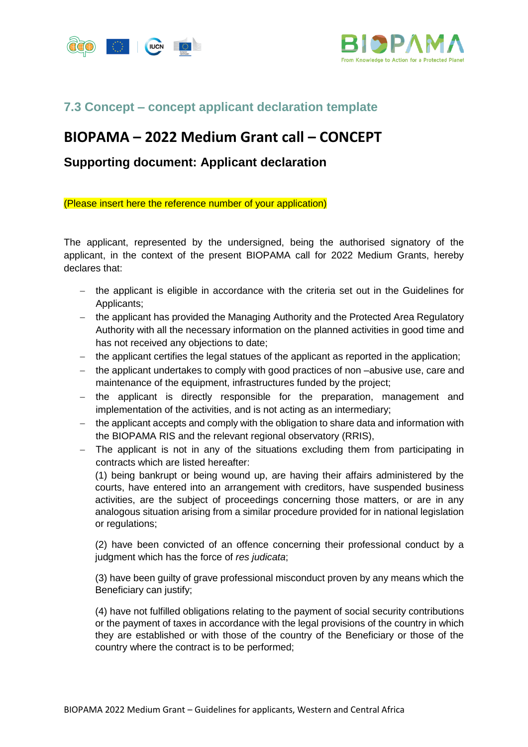### 7.3 Concept – concept applicant declaration template

# BIOPAMA – 2022 Medium Grant call – CONCEPT

## Supporting document: Applicant declaration

(Please insert here the reference number of your application)

The applicant, represented by the undersigned, being the authorised signatory of the applicant, in the context of the present BIOPAMA call for 2022 Medium Grants, hereby declares that:

- the applicant is eligible in accordance with the criteria set out in the Guidelines for Applicants;
- the applicant has provided the Managing Authority and the Protected Area Regulatory Authority with all the necessary information on the planned activities in good time and has not received any objections to date;
- the applicant certifies the legal statues of the applicant as reported in the application;
- the applicant undertakes to comply with good practices of non –abusive use, care and maintenance of the equipment, infrastructures funded by the project;
- the applicant is directly responsible for the preparation, management and implementation of the activities, and is not acting as an intermediary;
- the applicant accepts and comply with the obligation to share data and information with the BIOPAMA RIS and the relevant regional observatory (RRIS),
- The applicant is not in any of the situations excluding them from participating in contracts which are listed hereafter:

  (1) being bankrupt or being wound up, are having their affairs administered by the courts, have entered into an arrangement with creditors, have suspended business activities, are the subject of proceedings concerning those matters, or are in any analogous situation arising from a similar procedure provided for in national legislation or regulations;

  (2) have been convicted of an offence concerning their professional conduct by a judgment which has the force of *res judicata*;

  (3) have been guilty of grave professional misconduct proven by any means which the Beneficiary can justify;

  (4) have not fulfilled obligations relating to the payment of social security contributions or the payment of taxes in accordance with the legal provisions of the country in which they are established or with those of the country of the Beneficiary or those of the country where the contract is to be performed;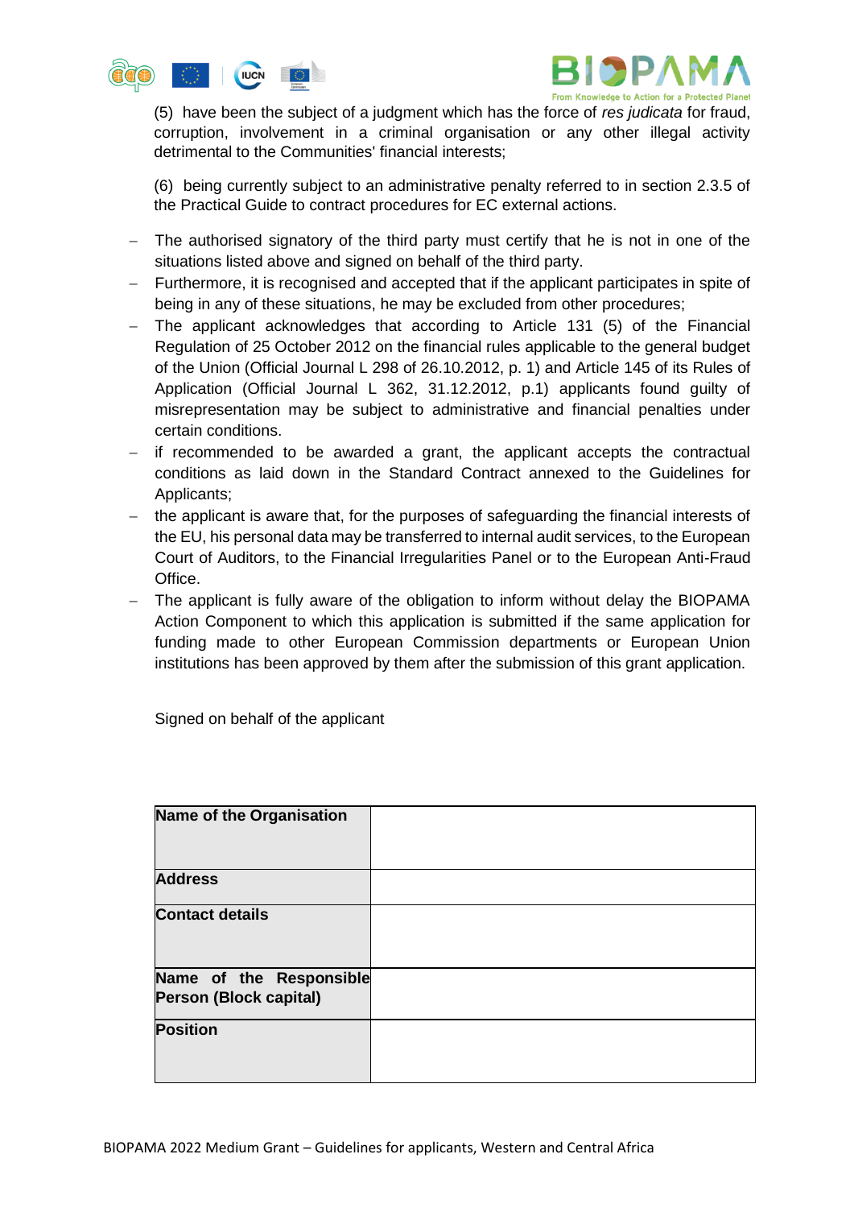(5) have been the subject of a judgment which has the force of *res judicata* for fraud, corruption, involvement in a criminal organisation or any other illegal activity detrimental to the Communities' financial interests;

(6) being currently subject to an administrative penalty referred to in section 2.3.5 of the Practical Guide to contract procedures for EC external actions.

- The authorised signatory of the third party must certify that he is not in one of the situations listed above and signed on behalf of the third party.
- Furthermore, it is recognised and accepted that if the applicant participates in spite of being in any of these situations, he may be excluded from other procedures;
- The applicant acknowledges that according to Article 131 (5) of the Financial Regulation of 25 October 2012 on the financial rules applicable to the general budget of the Union (Official Journal L 298 of 26.10.2012, p. 1) and Article 145 of its Rules of Application (Official Journal L 362, 31.12.2012, p.1) applicants found guilty of misrepresentation may be subject to administrative and financial penalties under certain conditions.
- if recommended to be awarded a grant, the applicant accepts the contractual conditions as laid down in the Standard Contract annexed to the Guidelines for Applicants;
- the applicant is aware that, for the purposes of safeguarding the financial interests of the EU, his personal data may be transferred to internal audit services, to the European Court of Auditors, to the Financial Irregularities Panel or to the European Anti-Fraud Office.
- The applicant is fully aware of the obligation to inform without delay the BIOPAMA Action Component to which this application is submitted if the same application for funding made to other European Commission departments or European Union institutions has been approved by them after the submission of this grant application.

Signed on behalf of the applicant

| **Name of the Organisation** | |
|---|---|
| **Address** | |
| **Contact details** | |
| **Name of the Responsible Person (Block capital)** | |
| **Position** | |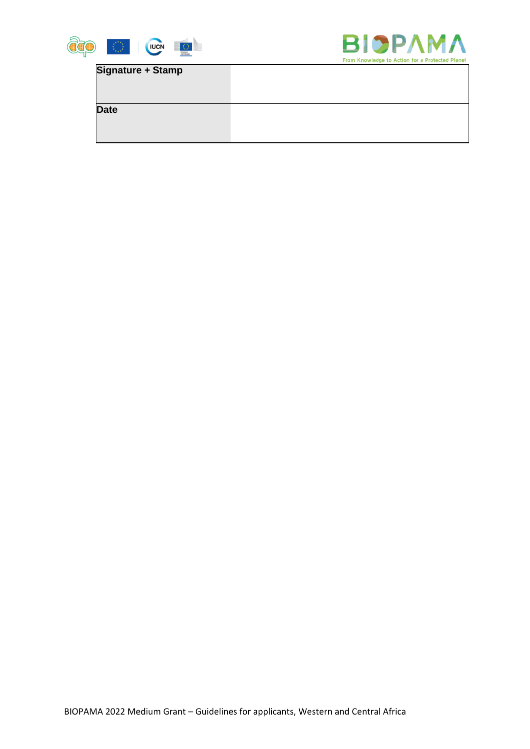| **Signature + Stamp** | |
|---|---|
| **Date** | |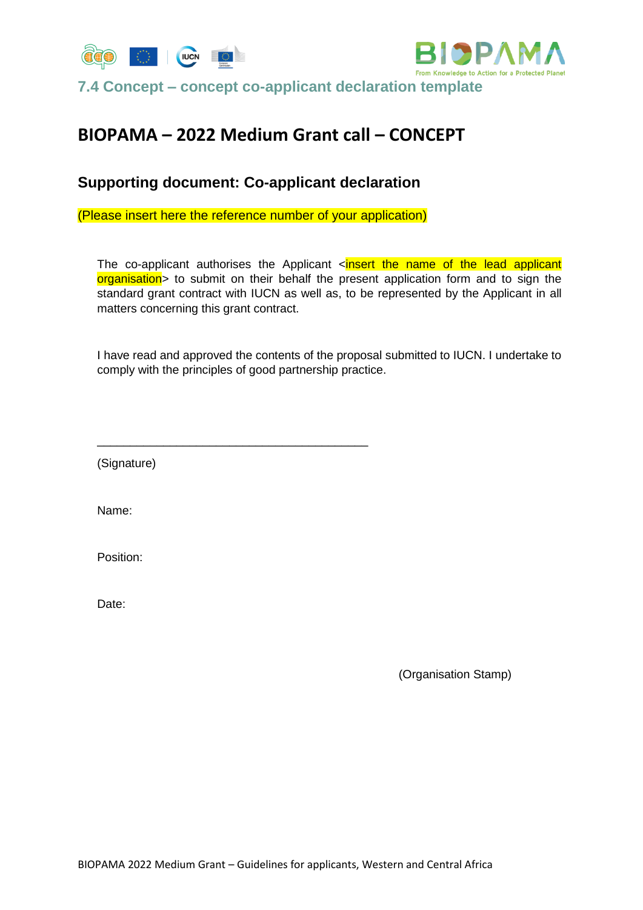## 7.4 Concept – concept co-applicant declaration template

# BIOPAMA – 2022 Medium Grant call – CONCEPT

## Supporting document: Co-applicant declaration

(Please insert here the reference number of your application)

The co-applicant authorises the Applicant <insert the name of the lead applicant organisation> to submit on their behalf the present application form and to sign the standard grant contract with IUCN as well as, to be represented by the Applicant in all matters concerning this grant contract.

I have read and approved the contents of the proposal submitted to IUCN. I undertake to comply with the principles of good partnership practice.

\_\_\_\_\_\_\_\_\_\_\_\_\_\_\_\_\_\_\_\_\_\_\_\_\_\_\_\_\_\_\_\_\_\_\_\_\_\_\_\_\_\_\_\_

(Signature)

Name:

Position:

Date:

(Organisation Stamp)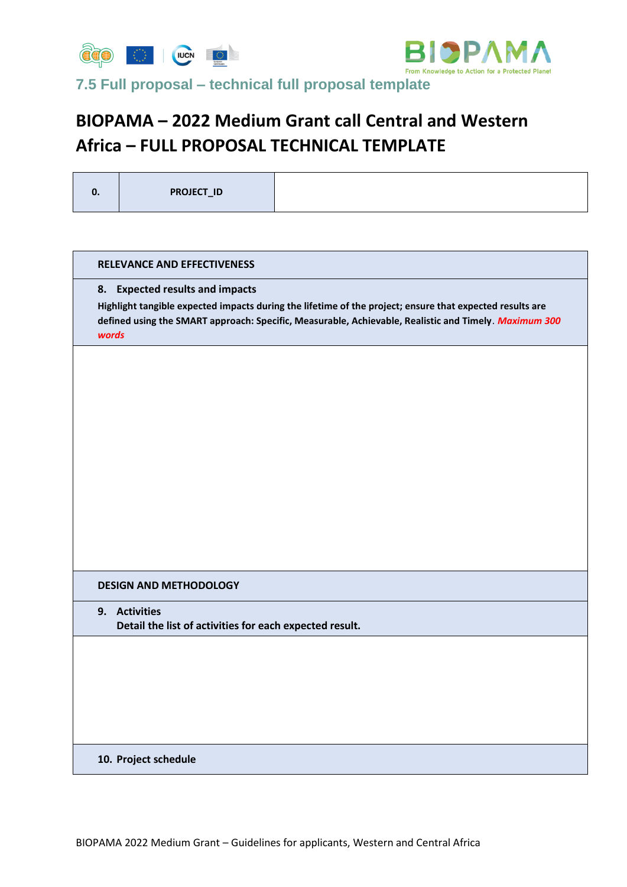7.5 Full proposal – technical full proposal template

# BIOPAMA – 2022 Medium Grant call Central and Western Africa – FULL PROPOSAL TECHNICAL TEMPLATE

| 0. | PROJECT_ID | |
|---|---|---|

| RELEVANCE AND EFFECTIVENESS |
|---|
| **8. Expected results and impacts**<br>**Highlight tangible expected impacts during the lifetime of the project; ensure that expected results are defined using the SMART approach: Specific, Measurable, Achievable, Realistic and Timely**. ***Maximum 300 words*** |
| |
| **DESIGN AND METHODOLOGY** |
| **9. Activities**<br>**Detail the list of activities for each expected result.** |
| |
| **10. Project schedule** |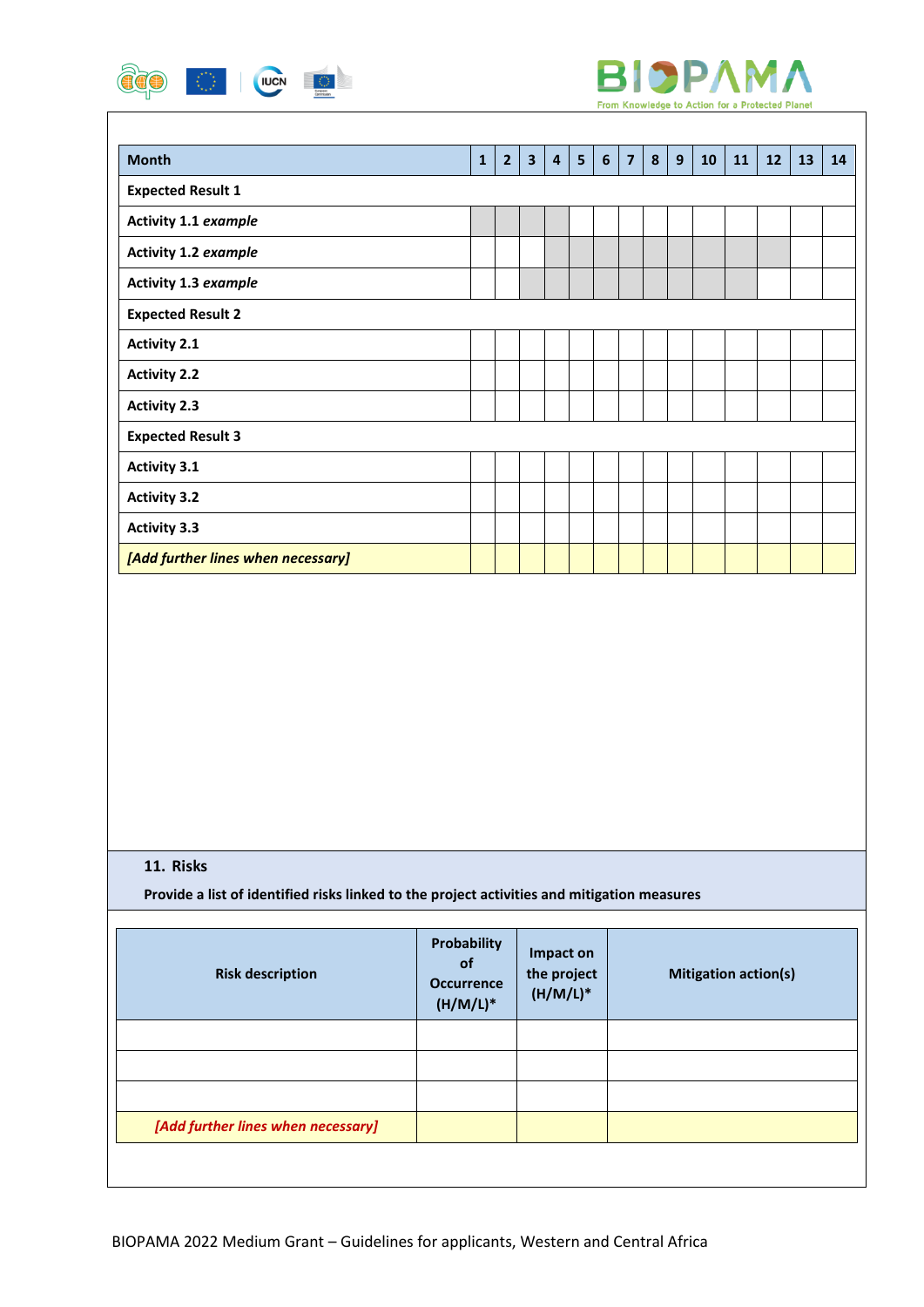| **Month** | **1** | **2** | **3** | **4** | **5** | **6** | **7** | **8** | **9** | **10** | **11** | **12** | **13** | **14** |
|---|---|---|---|---|---|---|---|---|---|---|---|---|---|---|
| **Expected Result 1** | | | | | | | | | | | | | | |
| **Activity 1.1** ***example*** | | | | | | | | | | | | | | |
| **Activity 1.2** ***example*** | | | | | | | | | | | | | | |
| **Activity 1.3** ***example*** | | | | | | | | | | | | | | |
| **Expected Result 2** | | | | | | | | | | | | | | |
| **Activity 2.1** | | | | | | | | | | | | | | |
| **Activity 2.2** | | | | | | | | | | | | | | |
| **Activity 2.3** | | | | | | | | | | | | | | |
| **Expected Result 3** | | | | | | | | | | | | | | |
| **Activity 3.1** | | | | | | | | | | | | | | |
| **Activity 3.2** | | | | | | | | | | | | | | |
| **Activity 3.3** | | | | | | | | | | | | | | |
| ***[Add further lines when necessary]*** | | | | | | | | | | | | | | |

## 11. Risks

**Provide a list of identified risks linked to the project activities and mitigation measures**

| **Risk description** | **Probability of Occurrence (H/M/L)*** | **Impact on the project (H/M/L)*** | **Mitigation action(s)** |
|---|---|---|---|
| | | | |
| | | | |
| | | | |
| ***[Add further lines when necessary]*** | | | |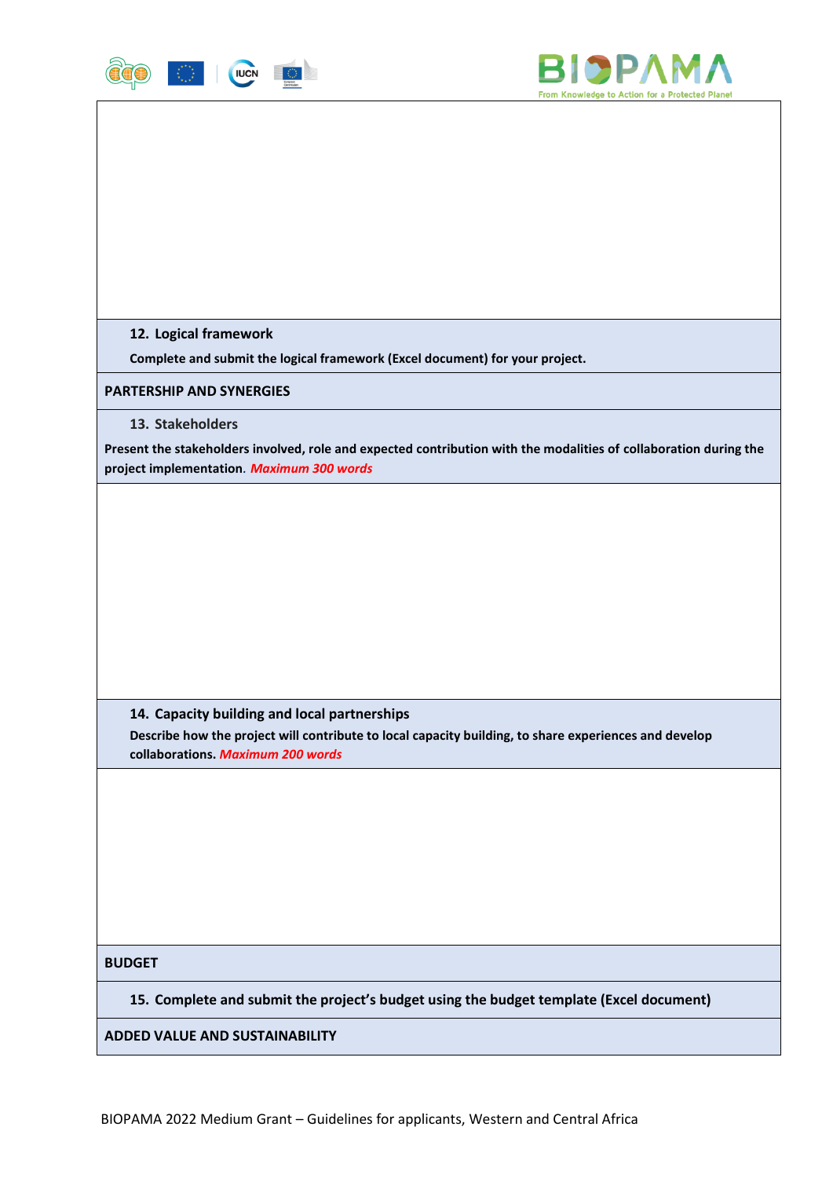**12. Logical framework**

**Complete and submit the logical framework (Excel document) for your project.**

**PARTERSHIP AND SYNERGIES**

**13. Stakeholders**

**Present the stakeholders involved, role and expected contribution with the modalities of collaboration during the project implementation.** ***Maximum 300 words***

**14. Capacity building and local partnerships**

**Describe how the project will contribute to local capacity building, to share experiences and develop collaborations.** ***Maximum 200 words***

**BUDGET**

**15. Complete and submit the project's budget using the budget template (Excel document)**

**ADDED VALUE AND SUSTAINABILITY**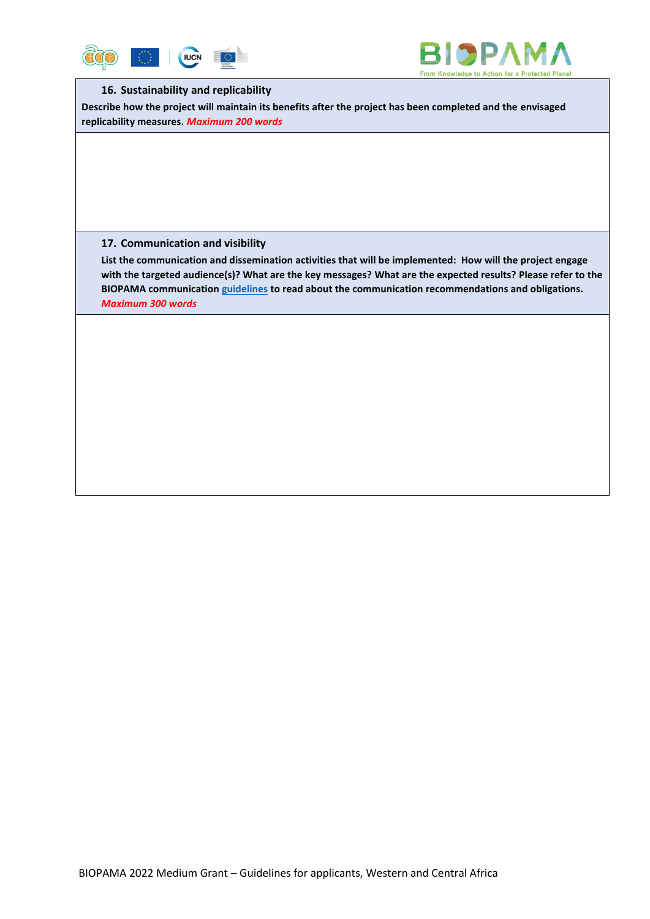### 16. Sustainability and replicability

**Describe how the project will maintain its benefits after the project has been completed and the envisaged replicability measures.** ***Maximum 200 words***

### 17. Communication and visibility

**List the communication and dissemination activities that will be implemented: How will the project engage with the targeted audience(s)? What are the key messages? What are the expected results? Please refer to the BIOPAMA communication guidelines to read about the communication recommendations and obligations.**

***Maximum 300 words***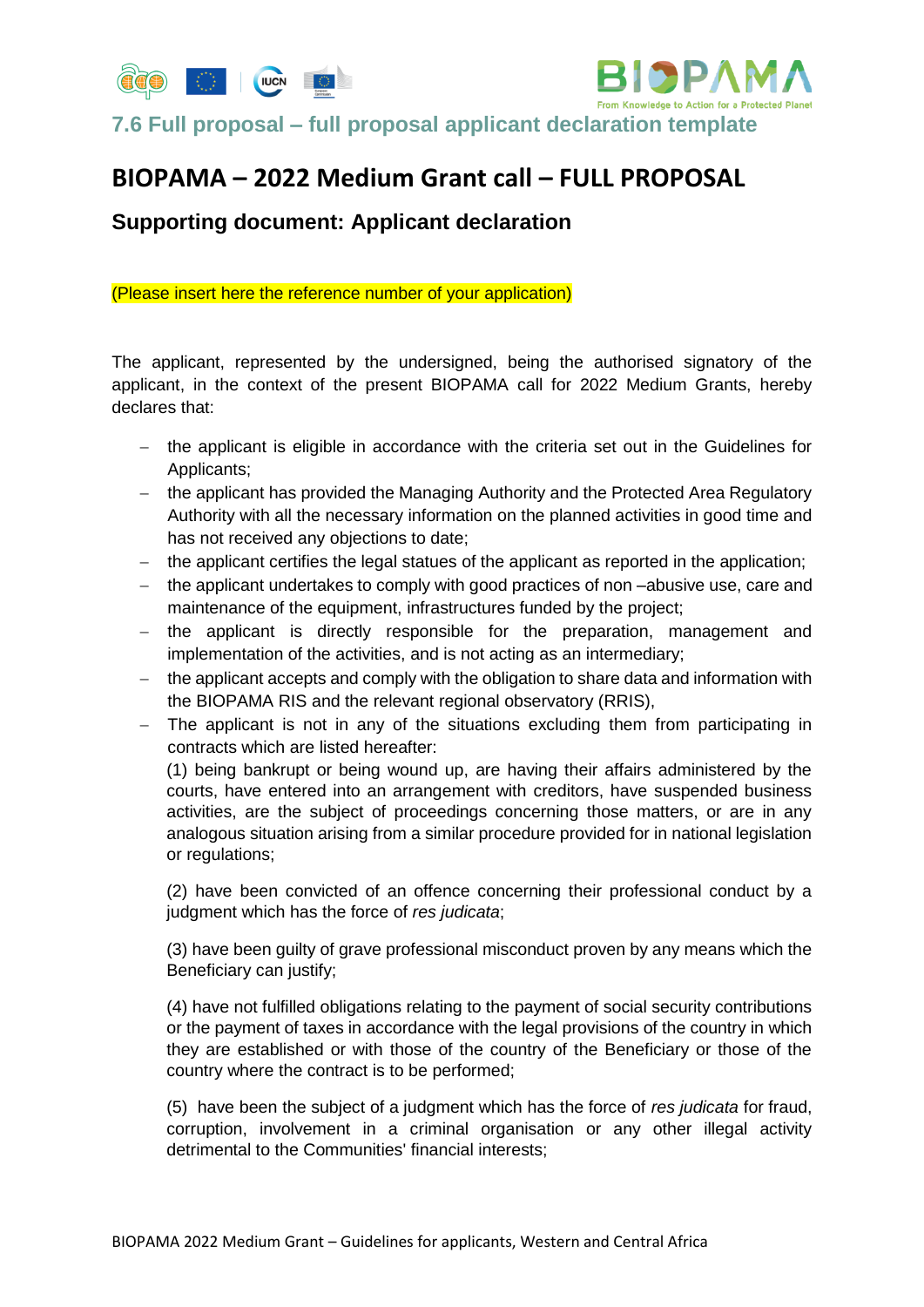## 7.6 Full proposal – full proposal applicant declaration template

# BIOPAMA – 2022 Medium Grant call – FULL PROPOSAL

## Supporting document: Applicant declaration

(Please insert here the reference number of your application)

The applicant, represented by the undersigned, being the authorised signatory of the applicant, in the context of the present BIOPAMA call for 2022 Medium Grants, hereby declares that:

- the applicant is eligible in accordance with the criteria set out in the Guidelines for Applicants;
- the applicant has provided the Managing Authority and the Protected Area Regulatory Authority with all the necessary information on the planned activities in good time and has not received any objections to date;
- the applicant certifies the legal statues of the applicant as reported in the application;
- the applicant undertakes to comply with good practices of non –abusive use, care and maintenance of the equipment, infrastructures funded by the project;
- the applicant is directly responsible for the preparation, management and implementation of the activities, and is not acting as an intermediary;
- the applicant accepts and comply with the obligation to share data and information with the BIOPAMA RIS and the relevant regional observatory (RRIS),
- The applicant is not in any of the situations excluding them from participating in contracts which are listed hereafter:

  (1) being bankrupt or being wound up, are having their affairs administered by the courts, have entered into an arrangement with creditors, have suspended business activities, are the subject of proceedings concerning those matters, or are in any analogous situation arising from a similar procedure provided for in national legislation or regulations;

  (2) have been convicted of an offence concerning their professional conduct by a judgment which has the force of *res judicata*;

  (3) have been guilty of grave professional misconduct proven by any means which the Beneficiary can justify;

  (4) have not fulfilled obligations relating to the payment of social security contributions or the payment of taxes in accordance with the legal provisions of the country in which they are established or with those of the country of the Beneficiary or those of the country where the contract is to be performed;

  (5) have been the subject of a judgment which has the force of *res judicata* for fraud, corruption, involvement in a criminal organisation or any other illegal activity detrimental to the Communities' financial interests;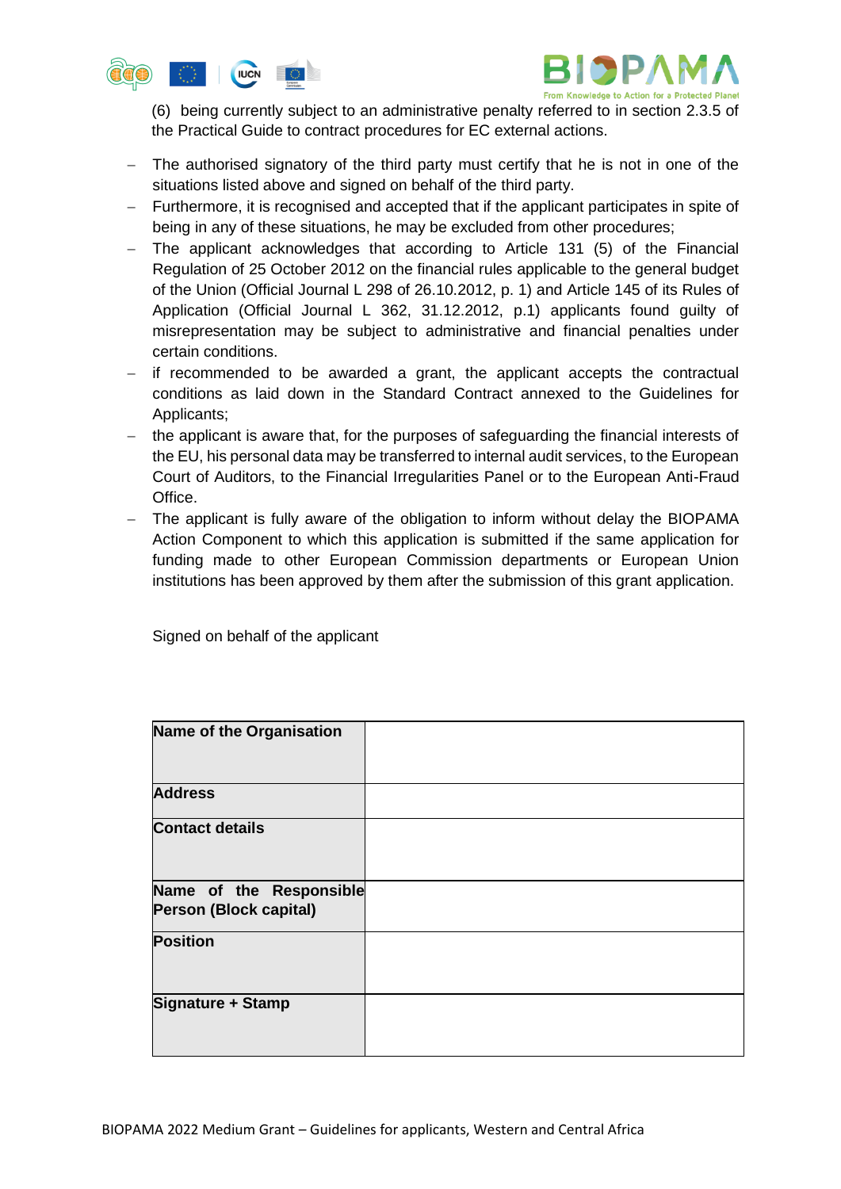(6) being currently subject to an administrative penalty referred to in section 2.3.5 of the Practical Guide to contract procedures for EC external actions.

- The authorised signatory of the third party must certify that he is not in one of the situations listed above and signed on behalf of the third party.
- Furthermore, it is recognised and accepted that if the applicant participates in spite of being in any of these situations, he may be excluded from other procedures;
- The applicant acknowledges that according to Article 131 (5) of the Financial Regulation of 25 October 2012 on the financial rules applicable to the general budget of the Union (Official Journal L 298 of 26.10.2012, p. 1) and Article 145 of its Rules of Application (Official Journal L 362, 31.12.2012, p.1) applicants found guilty of misrepresentation may be subject to administrative and financial penalties under certain conditions.
- if recommended to be awarded a grant, the applicant accepts the contractual conditions as laid down in the Standard Contract annexed to the Guidelines for Applicants;
- the applicant is aware that, for the purposes of safeguarding the financial interests of the EU, his personal data may be transferred to internal audit services, to the European Court of Auditors, to the Financial Irregularities Panel or to the European Anti-Fraud Office.
- The applicant is fully aware of the obligation to inform without delay the BIOPAMA Action Component to which this application is submitted if the same application for funding made to other European Commission departments or European Union institutions has been approved by them after the submission of this grant application.

Signed on behalf of the applicant

| | |
|---|---|
| **Name of the Organisation** | |
| **Address** | |
| **Contact details** | |
| **Name of the Responsible Person (Block capital)** | |
| **Position** | |
| **Signature + Stamp** | |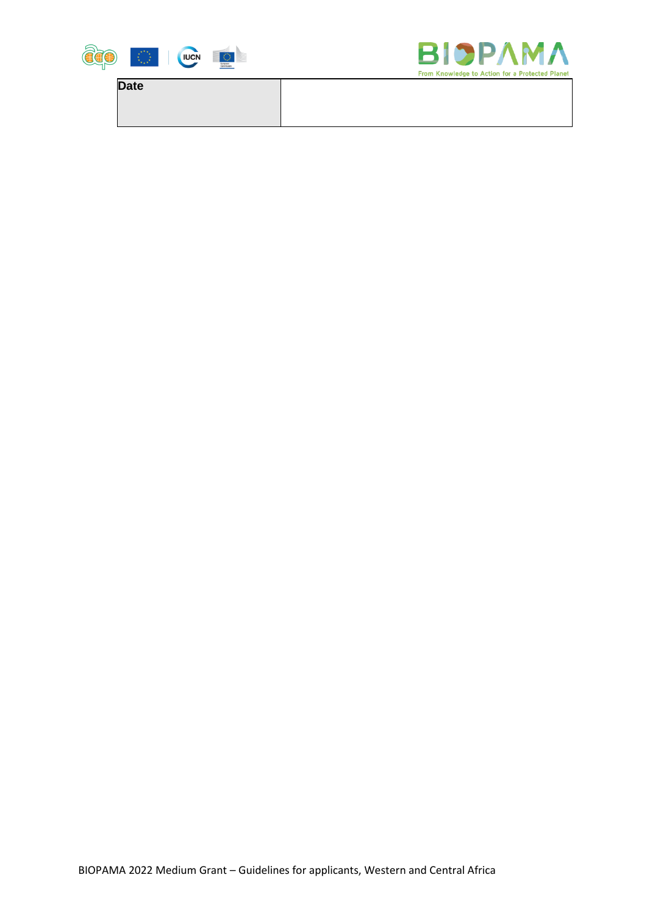| Date | |
| --- | --- |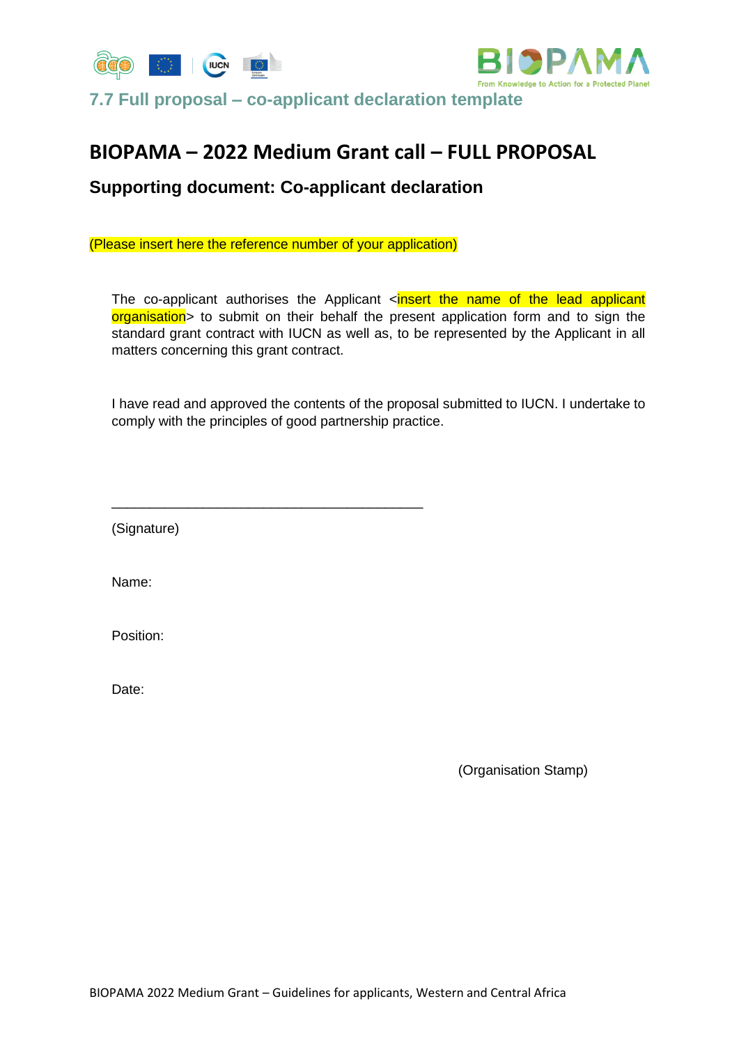## 7.7 Full proposal – co-applicant declaration template

# BIOPAMA – 2022 Medium Grant call – FULL PROPOSAL

### Supporting document: Co-applicant declaration

(Please insert here the reference number of your application)

The co-applicant authorises the Applicant <insert the name of the lead applicant organisation> to submit on their behalf the present application form and to sign the standard grant contract with IUCN as well as, to be represented by the Applicant in all matters concerning this grant contract.

I have read and approved the contents of the proposal submitted to IUCN. I undertake to comply with the principles of good partnership practice.

\_\_\_\_\_\_\_\_\_\_\_\_\_\_\_\_\_\_\_\_\_\_\_\_\_\_\_\_\_\_\_\_\_\_\_\_\_\_\_\_\_\_

(Signature)

Name:

Position:

Date:

(Organisation Stamp)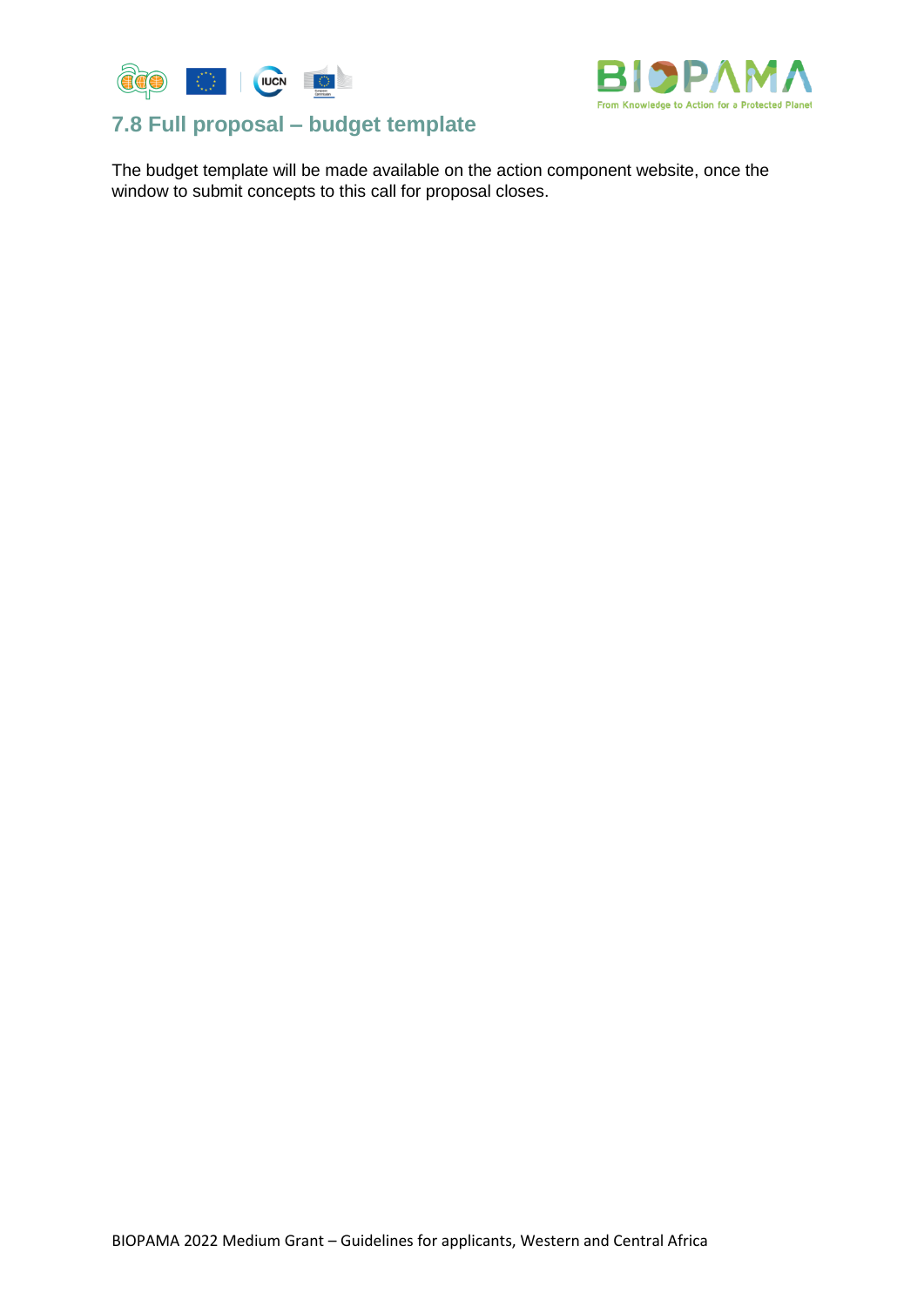## 7.8 Full proposal – budget template

The budget template will be made available on the action component website, once the window to submit concepts to this call for proposal closes.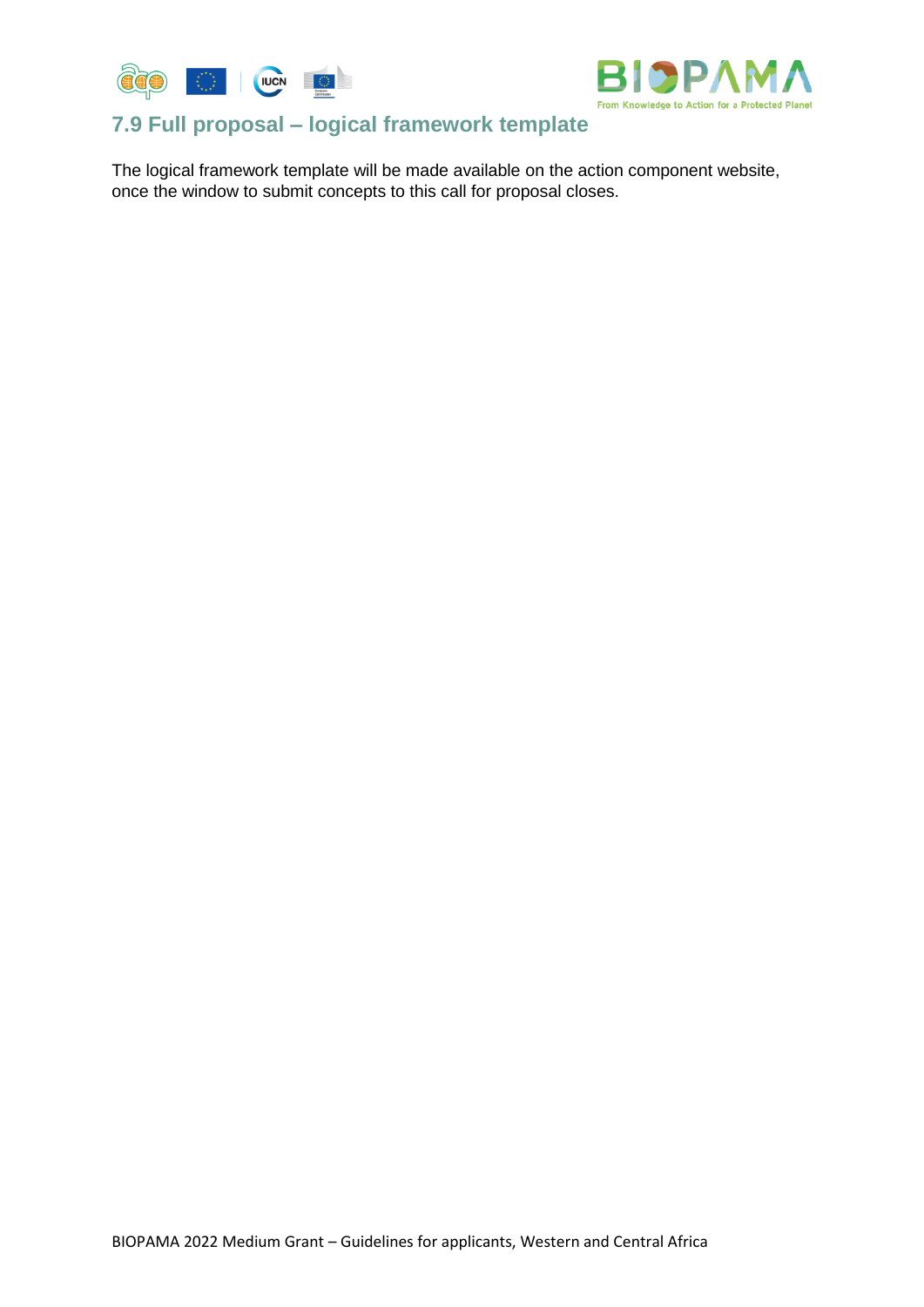## 7.9 Full proposal – logical framework template

The logical framework template will be made available on the action component website, once the window to submit concepts to this call for proposal closes.